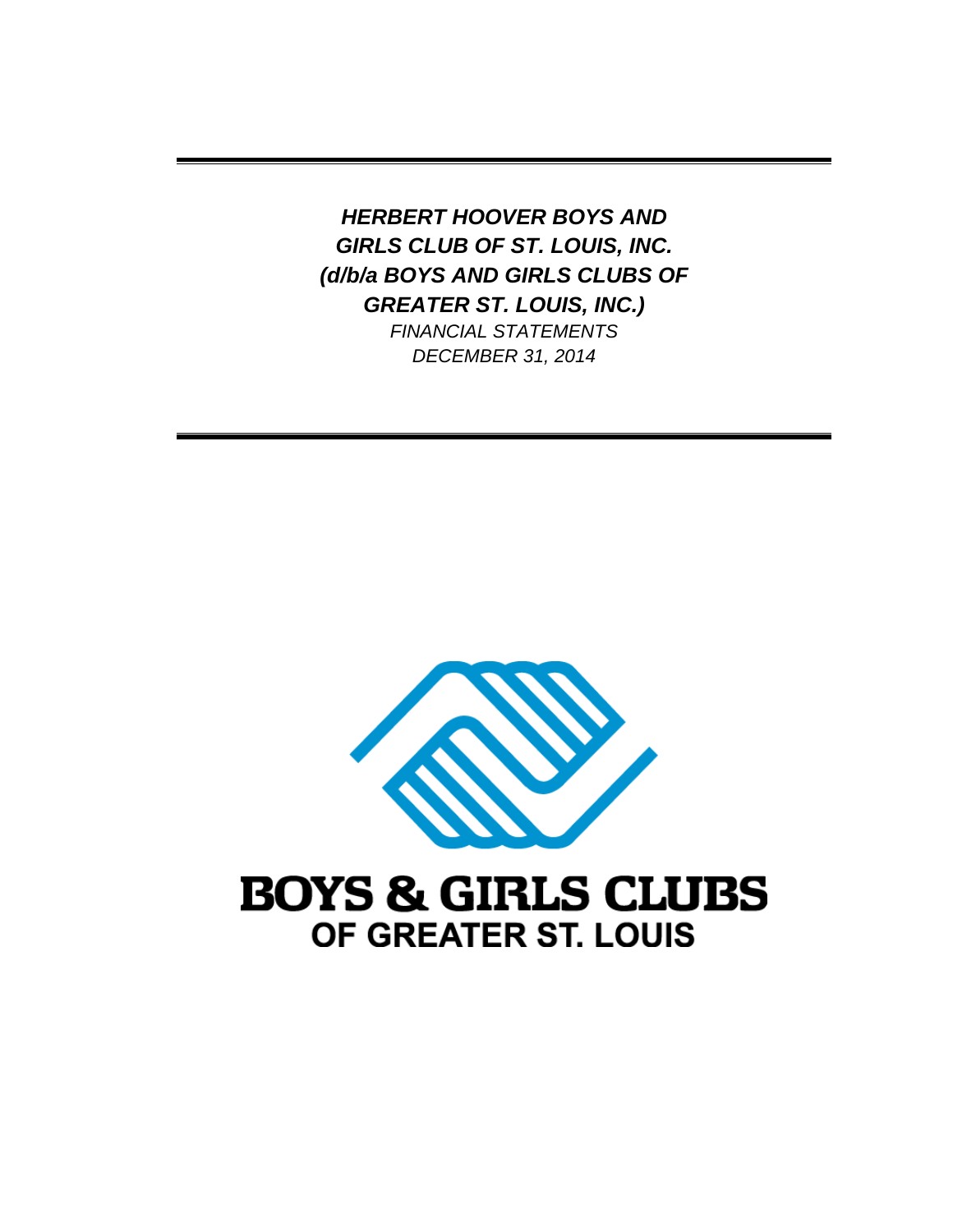***HERBERT HOOVER BOYS AND GIRLS CLUB OF ST. LOUIS, INC. (d/b/a BOYS AND GIRLS CLUBS OF GREATER ST. LOUIS, INC.)***

*FINANCIAL STATEMENTS*

*DECEMBER 31, 2014*

**BOYS & GIRLS CLUBS**

**OF GREATER ST. LOUIS**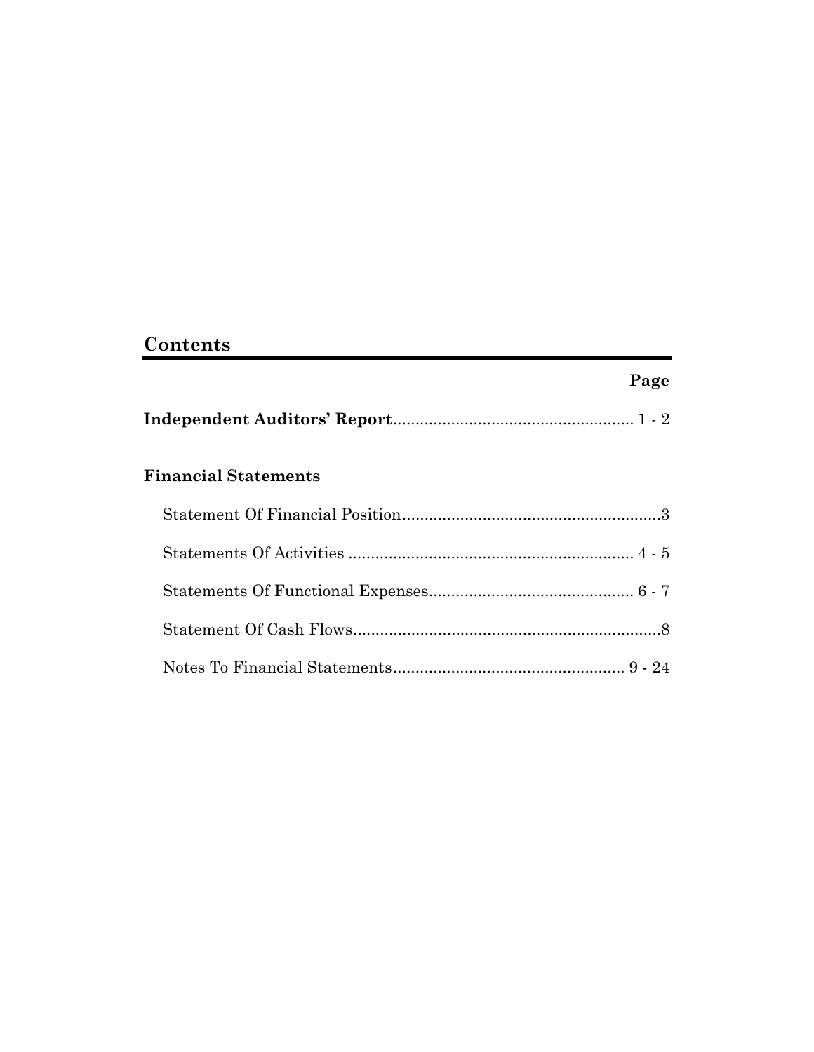## Contents

| | Page |
|---|---|
| **Independent Auditors' Report** | 1 - 2 |
| **Financial Statements** | |
| Statement Of Financial Position | 3 |
| Statements Of Activities | 4 - 5 |
| Statements Of Functional Expenses | 6 - 7 |
| Statement Of Cash Flows | 8 |
| Notes To Financial Statements | 9 - 24 |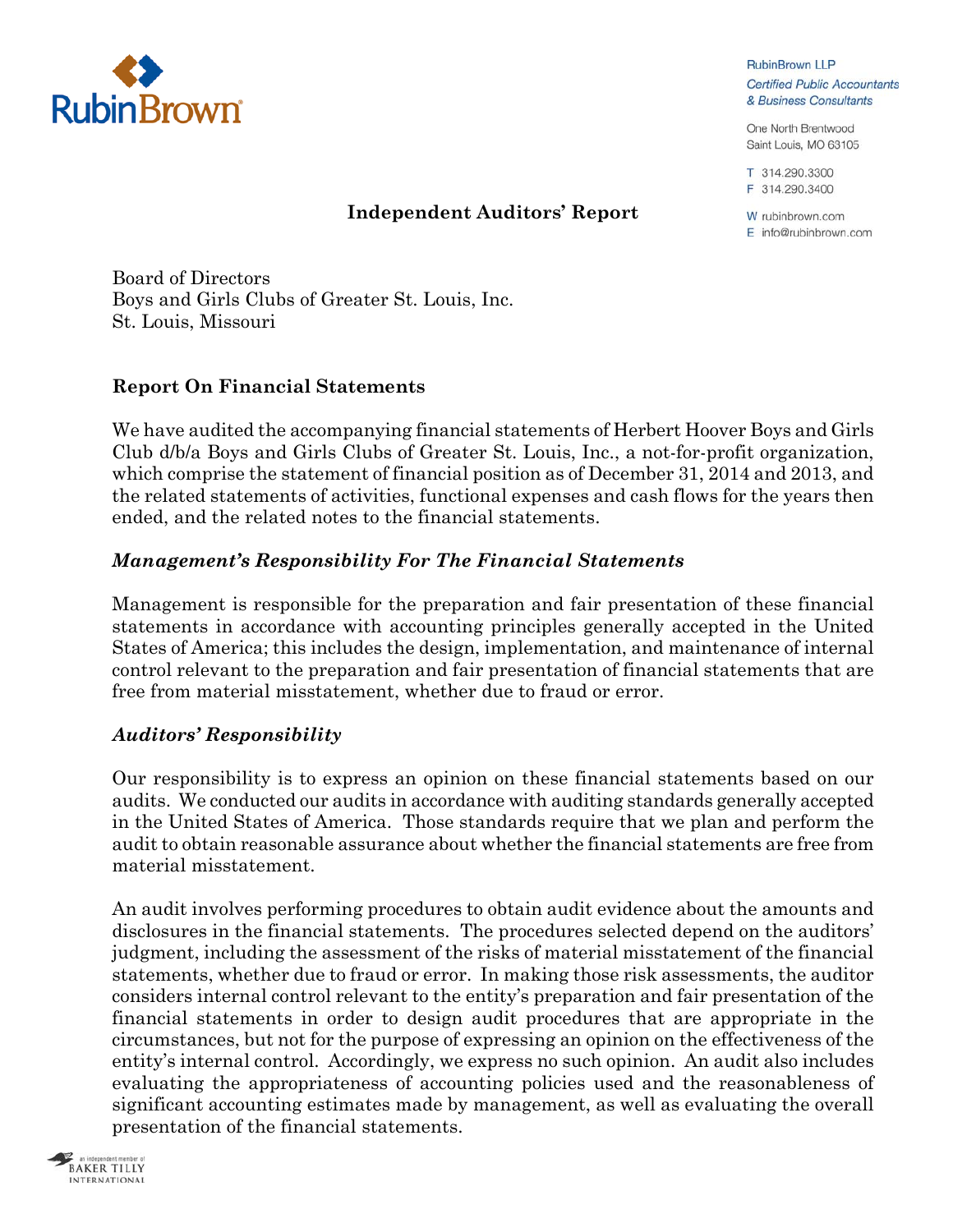RubinBrown LLP
*Certified Public Accountants & Business Consultants*

One North Brentwood
Saint Louis, MO 63105

T 314.290.3300
F 314.290.3400

W rubinbrown.com
E info@rubinbrown.com

# Independent Auditors' Report

Board of Directors
Boys and Girls Clubs of Greater St. Louis, Inc.
St. Louis, Missouri

## Report On Financial Statements

We have audited the accompanying financial statements of Herbert Hoover Boys and Girls Club d/b/a Boys and Girls Clubs of Greater St. Louis, Inc., a not-for-profit organization, which comprise the statement of financial position as of December 31, 2014 and 2013, and the related statements of activities, functional expenses and cash flows for the years then ended, and the related notes to the financial statements.

### *Management's Responsibility For The Financial Statements*

Management is responsible for the preparation and fair presentation of these financial statements in accordance with accounting principles generally accepted in the United States of America; this includes the design, implementation, and maintenance of internal control relevant to the preparation and fair presentation of financial statements that are free from material misstatement, whether due to fraud or error.

### *Auditors' Responsibility*

Our responsibility is to express an opinion on these financial statements based on our audits. We conducted our audits in accordance with auditing standards generally accepted in the United States of America. Those standards require that we plan and perform the audit to obtain reasonable assurance about whether the financial statements are free from material misstatement.

An audit involves performing procedures to obtain audit evidence about the amounts and disclosures in the financial statements. The procedures selected depend on the auditors' judgment, including the assessment of the risks of material misstatement of the financial statements, whether due to fraud or error. In making those risk assessments, the auditor considers internal control relevant to the entity's preparation and fair presentation of the financial statements in order to design audit procedures that are appropriate in the circumstances, but not for the purpose of expressing an opinion on the effectiveness of the entity's internal control. Accordingly, we express no such opinion. An audit also includes evaluating the appropriateness of accounting policies used and the reasonableness of significant accounting estimates made by management, as well as evaluating the overall presentation of the financial statements.

an independent member of BAKER TILLY INTERNATIONAL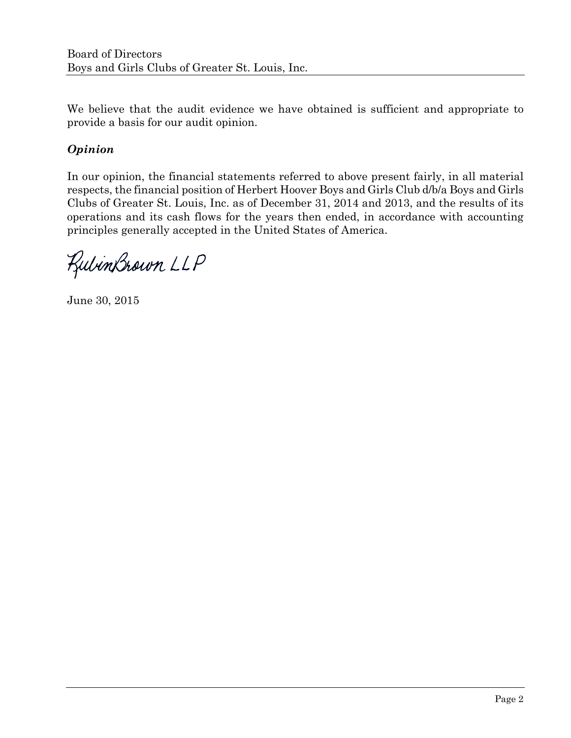We believe that the audit evidence we have obtained is sufficient and appropriate to provide a basis for our audit opinion.

### *Opinion*

In our opinion, the financial statements referred to above present fairly, in all material respects, the financial position of Herbert Hoover Boys and Girls Club d/b/a Boys and Girls Clubs of Greater St. Louis, Inc. as of December 31, 2014 and 2013, and the results of its operations and its cash flows for the years then ended, in accordance with accounting principles generally accepted in the United States of America.

RubinBrown LLP

June 30, 2015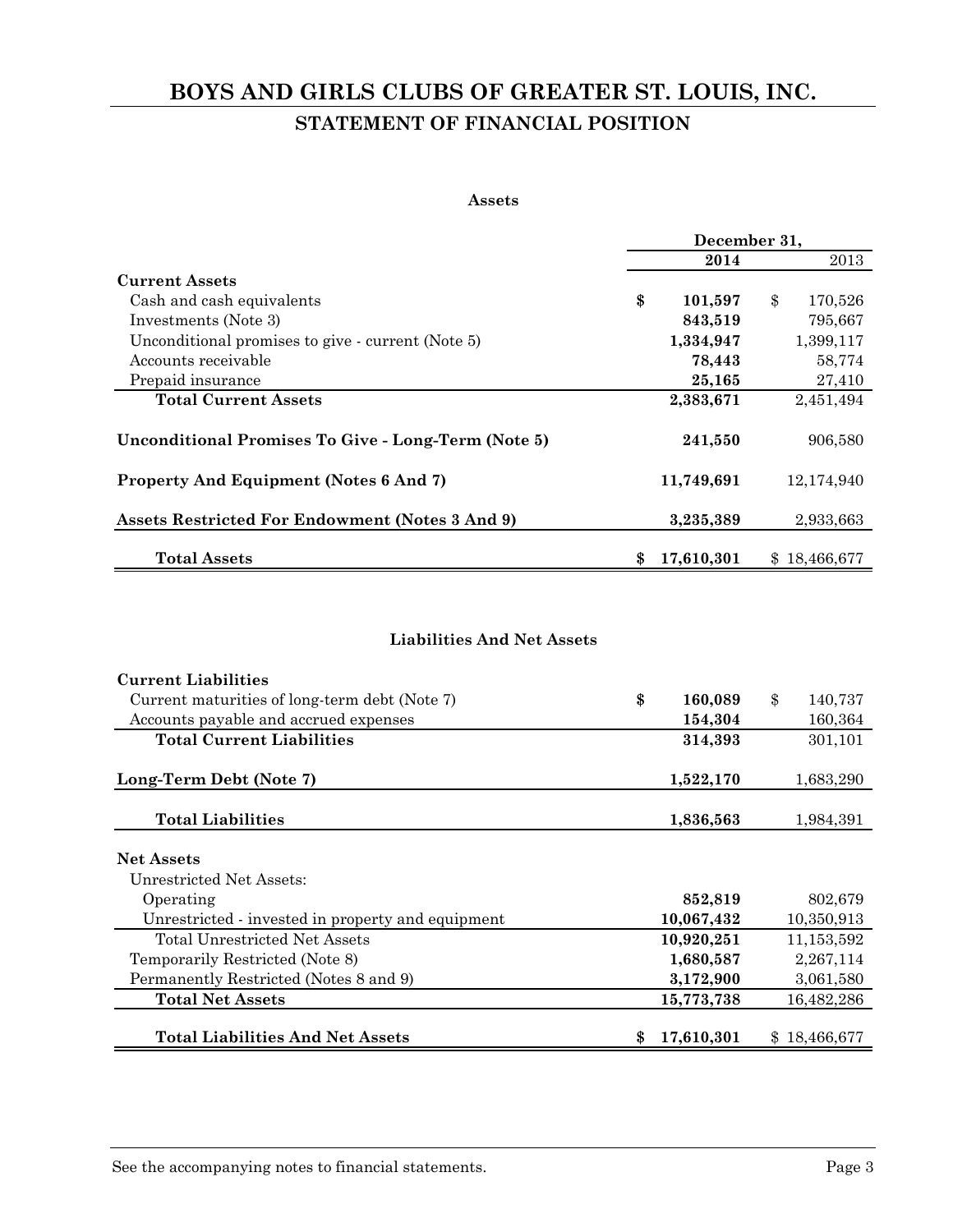# BOYS AND GIRLS CLUBS OF GREATER ST. LOUIS, INC.

## STATEMENT OF FINANCIAL POSITION

### Assets

| | December 31, 2014 | December 31, 2013 |
|---|---|---|
| **Current Assets** | | |
| Cash and cash equivalents | **$ 101,597** | $ 170,526 |
| Investments (Note 3) | **843,519** | 795,667 |
| Unconditional promises to give - current (Note 5) | **1,334,947** | 1,399,117 |
| Accounts receivable | **78,443** | 58,774 |
| Prepaid insurance | **25,165** | 27,410 |
| **Total Current Assets** | **2,383,671** | 2,451,494 |
| **Unconditional Promises To Give - Long-Term (Note 5)** | **241,550** | 906,580 |
| **Property And Equipment (Notes 6 And 7)** | **11,749,691** | 12,174,940 |
| **Assets Restricted For Endowment (Notes 3 And 9)** | **3,235,389** | 2,933,663 |
| **Total Assets** | **$ 17,610,301** | $ 18,466,677 |

### Liabilities And Net Assets

| | December 31, 2014 | December 31, 2013 |
|---|---|---|
| **Current Liabilities** | | |
| Current maturities of long-term debt (Note 7) | **$ 160,089** | $ 140,737 |
| Accounts payable and accrued expenses | **154,304** | 160,364 |
| **Total Current Liabilities** | **314,393** | 301,101 |
| **Long-Term Debt (Note 7)** | **1,522,170** | 1,683,290 |
| **Total Liabilities** | **1,836,563** | 1,984,391 |
| **Net Assets** | | |
| Unrestricted Net Assets: | | |
| Operating | **852,819** | 802,679 |
| Unrestricted - invested in property and equipment | **10,067,432** | 10,350,913 |
| Total Unrestricted Net Assets | **10,920,251** | 11,153,592 |
| Temporarily Restricted (Note 8) | **1,680,587** | 2,267,114 |
| Permanently Restricted (Notes 8 and 9) | **3,172,900** | 3,061,580 |
| **Total Net Assets** | **15,773,738** | 16,482,286 |
| **Total Liabilities And Net Assets** | **$ 17,610,301** | $ 18,466,677 |

See the accompanying notes to financial statements.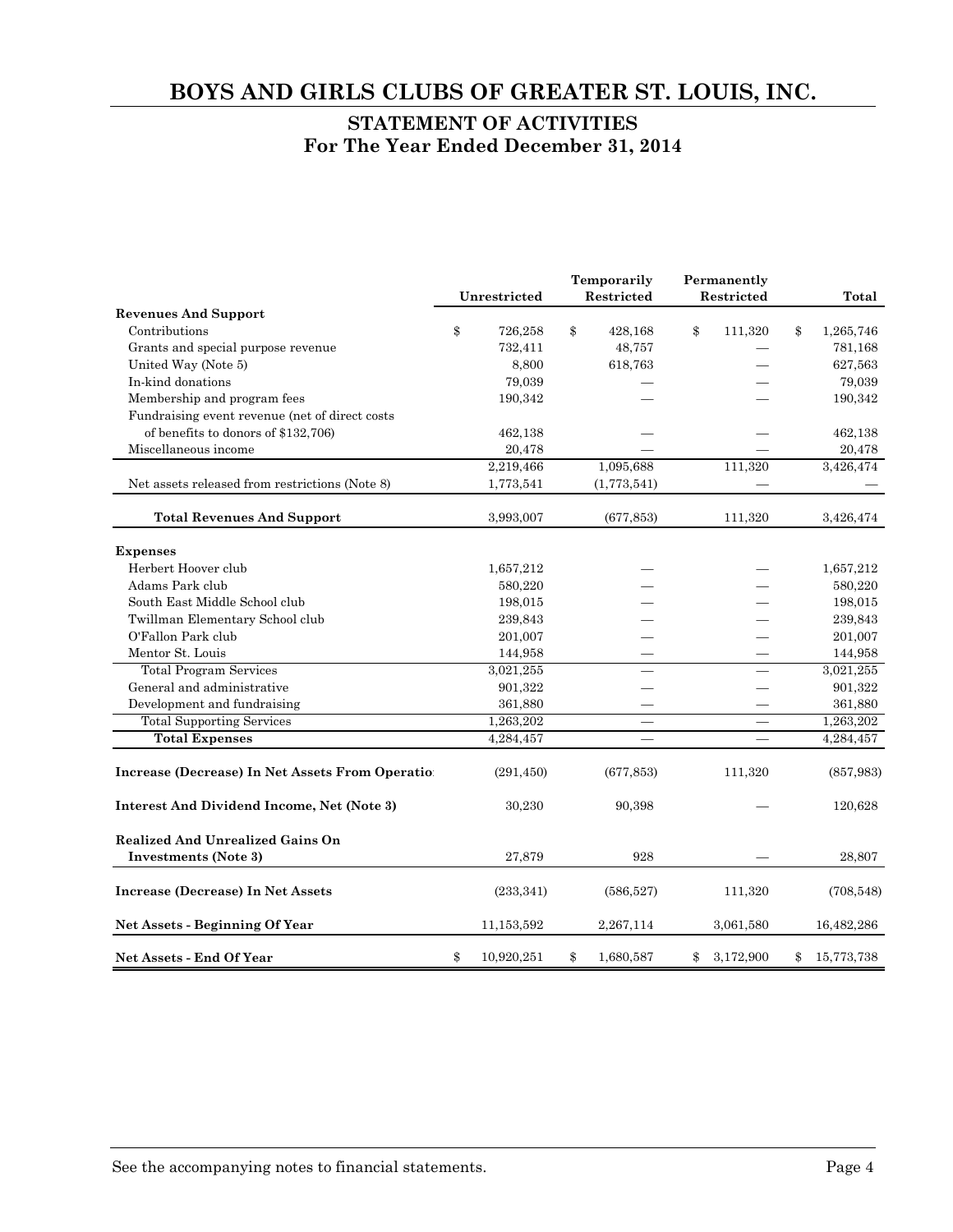# BOYS AND GIRLS CLUBS OF GREATER ST. LOUIS, INC.

## STATEMENT OF ACTIVITIES
## For The Year Ended December 31, 2014

| | Unrestricted | Temporarily Restricted | Permanently Restricted | Total |
|---|---|---|---|---|
| **Revenues And Support** | | | | |
| Contributions | $ 726,258 | $ 428,168 | $ 111,320 | $ 1,265,746 |
| Grants and special purpose revenue | 732,411 | 48,757 | — | 781,168 |
| United Way (Note 5) | 8,800 | 618,763 | — | 627,563 |
| In-kind donations | 79,039 | — | — | 79,039 |
| Membership and program fees | 190,342 | — | — | 190,342 |
| Fundraising event revenue (net of direct costs of benefits to donors of $132,706) | 462,138 | — | — | 462,138 |
| Miscellaneous income | 20,478 | — | — | 20,478 |
| | 2,219,466 | 1,095,688 | 111,320 | 3,426,474 |
| Net assets released from restrictions (Note 8) | 1,773,541 | (1,773,541) | — | — |
| **Total Revenues And Support** | 3,993,007 | (677,853) | 111,320 | 3,426,474 |
| **Expenses** | | | | |
| Herbert Hoover club | 1,657,212 | — | — | 1,657,212 |
| Adams Park club | 580,220 | — | — | 580,220 |
| South East Middle School club | 198,015 | — | — | 198,015 |
| Twillman Elementary School club | 239,843 | — | — | 239,843 |
| O'Fallon Park club | 201,007 | — | — | 201,007 |
| Mentor St. Louis | 144,958 | — | — | 144,958 |
| Total Program Services | 3,021,255 | — | — | 3,021,255 |
| General and administrative | 901,322 | — | — | 901,322 |
| Development and fundraising | 361,880 | — | — | 361,880 |
| Total Supporting Services | 1,263,202 | — | — | 1,263,202 |
| **Total Expenses** | 4,284,457 | — | — | 4,284,457 |
| **Increase (Decrease) In Net Assets From Operations** | (291,450) | (677,853) | 111,320 | (857,983) |
| **Interest And Dividend Income, Net (Note 3)** | 30,230 | 90,398 | — | 120,628 |
| **Realized And Unrealized Gains On Investments (Note 3)** | 27,879 | 928 | — | 28,807 |
| **Increase (Decrease) In Net Assets** | (233,341) | (586,527) | 111,320 | (708,548) |
| **Net Assets - Beginning Of Year** | 11,153,592 | 2,267,114 | 3,061,580 | 16,482,286 |
| **Net Assets - End Of Year** | $ 10,920,251 | $ 1,680,587 | $ 3,172,900 | $ 15,773,738 |

See the accompanying notes to financial statements.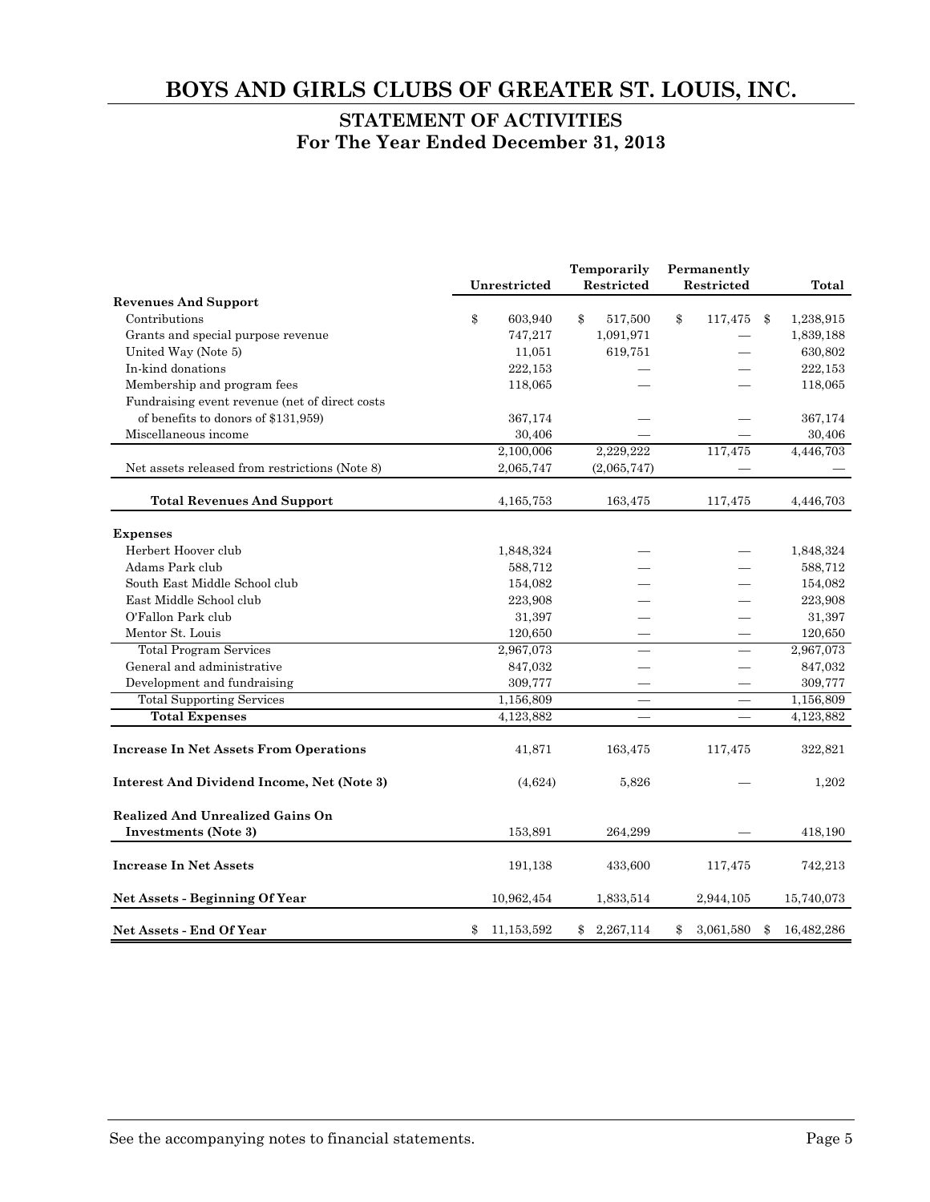# BOYS AND GIRLS CLUBS OF GREATER ST. LOUIS, INC.

## STATEMENT OF ACTIVITIES
## For The Year Ended December 31, 2013

| | Unrestricted | Temporarily Restricted | Permanently Restricted | Total |
|---|---|---|---|---|
| **Revenues And Support** | | | | |
| Contributions | $ 603,940 | $ 517,500 | $ 117,475 | $ 1,238,915 |
| Grants and special purpose revenue | 747,217 | 1,091,971 | — | 1,839,188 |
| United Way (Note 5) | 11,051 | 619,751 | — | 630,802 |
| In-kind donations | 222,153 | — | — | 222,153 |
| Membership and program fees | 118,065 | — | — | 118,065 |
| Fundraising event revenue (net of direct costs of benefits to donors of $131,959) | 367,174 | — | — | 367,174 |
| Miscellaneous income | 30,406 | — | — | 30,406 |
| | 2,100,006 | 2,229,222 | 117,475 | 4,446,703 |
| Net assets released from restrictions (Note 8) | 2,065,747 | (2,065,747) | — | — |
| **Total Revenues And Support** | 4,165,753 | 163,475 | 117,475 | 4,446,703 |
| **Expenses** | | | | |
| Herbert Hoover club | 1,848,324 | — | — | 1,848,324 |
| Adams Park club | 588,712 | — | — | 588,712 |
| South East Middle School club | 154,082 | — | — | 154,082 |
| East Middle School club | 223,908 | — | — | 223,908 |
| O'Fallon Park club | 31,397 | — | — | 31,397 |
| Mentor St. Louis | 120,650 | — | — | 120,650 |
| Total Program Services | 2,967,073 | — | — | 2,967,073 |
| General and administrative | 847,032 | — | — | 847,032 |
| Development and fundraising | 309,777 | — | — | 309,777 |
| Total Supporting Services | 1,156,809 | — | — | 1,156,809 |
| **Total Expenses** | 4,123,882 | — | — | 4,123,882 |
| **Increase In Net Assets From Operations** | 41,871 | 163,475 | 117,475 | 322,821 |
| **Interest And Dividend Income, Net (Note 3)** | (4,624) | 5,826 | — | 1,202 |
| **Realized And Unrealized Gains On Investments (Note 3)** | 153,891 | 264,299 | — | 418,190 |
| **Increase In Net Assets** | 191,138 | 433,600 | 117,475 | 742,213 |
| **Net Assets - Beginning Of Year** | 10,962,454 | 1,833,514 | 2,944,105 | 15,740,073 |
| **Net Assets - End Of Year** | $ 11,153,592 | $ 2,267,114 | $ 3,061,580 | $ 16,482,286 |

See the accompanying notes to financial statements.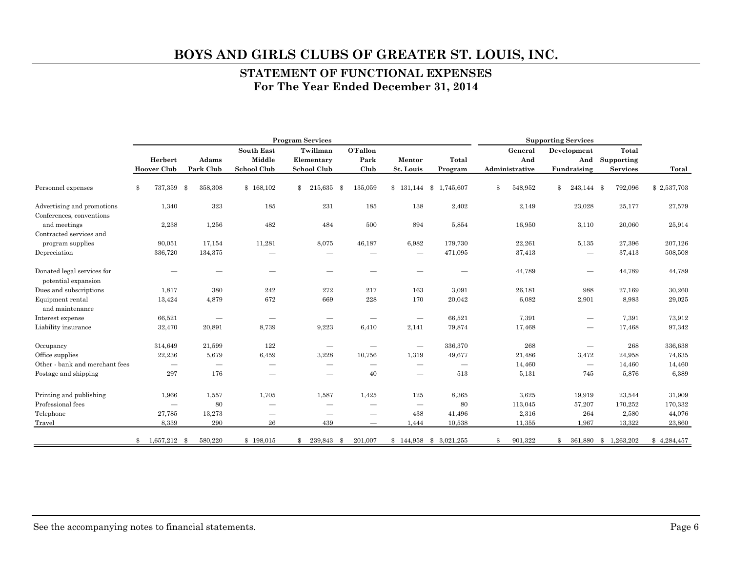# BOYS AND GIRLS CLUBS OF GREATER ST. LOUIS, INC.

## STATEMENT OF FUNCTIONAL EXPENSES
### For The Year Ended December 31, 2014

| | Program Services | | | | | | | Supporting Services | | | |
|---|---|---|---|---|---|---|---|---|---|---|---|
| | Herbert Hoover Club | Adams Park Club | South East Middle School Club | Twillman Elementary School Club | O'Fallon Park Club | Mentor St. Louis | Total Program | General And Administrative | Development And Fundraising | Total Supporting Services | Total |
| Personnel expenses | $ 737,359 | $ 358,308 | $ 168,102 | $ 215,635 | $ 135,059 | $ 131,144 | $ 1,745,607 | $ 548,952 | $ 243,144 | $ 792,096 | $ 2,537,703 |
| Advertising and promotions | 1,340 | 323 | 185 | 231 | 185 | 138 | 2,402 | 2,149 | 23,028 | 25,177 | 27,579 |
| Conferences, conventions and meetings | 2,238 | 1,256 | 482 | 484 | 500 | 894 | 5,854 | 16,950 | 3,110 | 20,060 | 25,914 |
| Contracted services and program supplies | 90,051 | 17,154 | 11,281 | 8,075 | 46,187 | 6,982 | 179,730 | 22,261 | 5,135 | 27,396 | 207,126 |
| Depreciation | 336,720 | 134,375 | — | — | — | — | 471,095 | 37,413 | — | 37,413 | 508,508 |
| Donated legal services for potential expansion | — | — | — | — | — | — | — | 44,789 | — | 44,789 | 44,789 |
| Dues and subscriptions | 1,817 | 380 | 242 | 272 | 217 | 163 | 3,091 | 26,181 | 988 | 27,169 | 30,260 |
| Equipment rental and maintenance | 13,424 | 4,879 | 672 | 669 | 228 | 170 | 20,042 | 6,082 | 2,901 | 8,983 | 29,025 |
| Interest expense | 66,521 | — | — | — | — | — | 66,521 | 7,391 | — | 7,391 | 73,912 |
| Liability insurance | 32,470 | 20,891 | 8,739 | 9,223 | 6,410 | 2,141 | 79,874 | 17,468 | — | 17,468 | 97,342 |
| Occupancy | 314,649 | 21,599 | 122 | — | — | — | 336,370 | 268 | — | 268 | 336,638 |
| Office supplies | 22,236 | 5,679 | 6,459 | 3,228 | 10,756 | 1,319 | 49,677 | 21,486 | 3,472 | 24,958 | 74,635 |
| Other - bank and merchant fees | — | — | — | — | — | — | — | 14,460 | — | 14,460 | 14,460 |
| Postage and shipping | 297 | 176 | — | — | 40 | — | 513 | 5,131 | 745 | 5,876 | 6,389 |
| Printing and publishing | 1,966 | 1,557 | 1,705 | 1,587 | 1,425 | 125 | 8,365 | 3,625 | 19,919 | 23,544 | 31,909 |
| Professional fees | — | 80 | — | — | — | — | 80 | 113,045 | 57,207 | 170,252 | 170,332 |
| Telephone | 27,785 | 13,273 | — | — | — | 438 | 41,496 | 2,316 | 264 | 2,580 | 44,076 |
| Travel | 8,339 | 290 | 26 | 439 | — | 1,444 | 10,538 | 11,355 | 1,967 | 13,322 | 23,860 |
| | $ 1,657,212 | $ 580,220 | $ 198,015 | $ 239,843 | $ 201,007 | $ 144,958 | $ 3,021,255 | $ 901,322 | $ 361,880 | $ 1,263,202 | $ 4,284,457 |

See the accompanying notes to financial statements.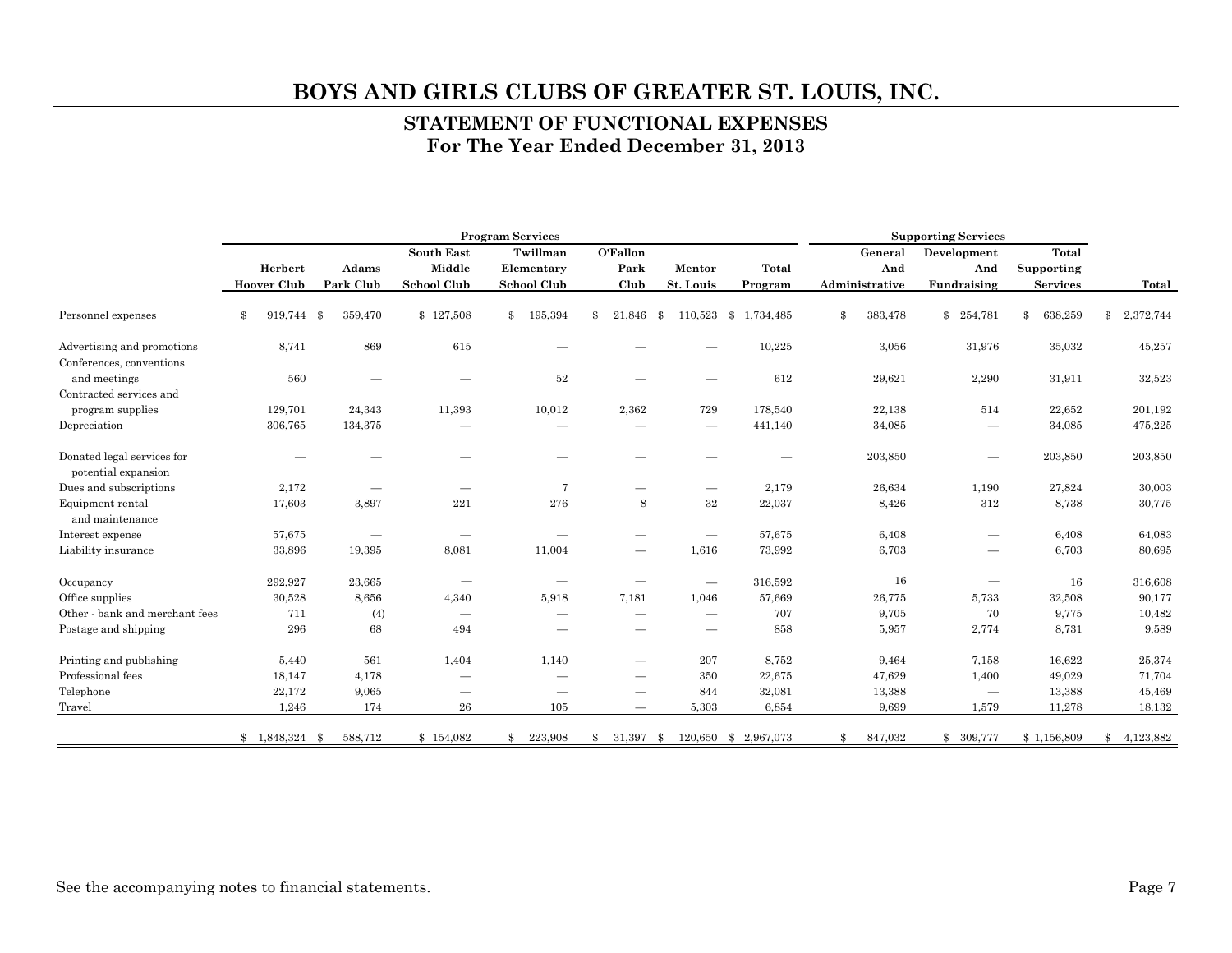# BOYS AND GIRLS CLUBS OF GREATER ST. LOUIS, INC.

## STATEMENT OF FUNCTIONAL EXPENSES
## For The Year Ended December 31, 2013

| | Program Services | | | | | | | Supporting Services | | | |
|---|---|---|---|---|---|---|---|---|---|---|---|
| | Herbert Hoover Club | Adams Park Club | South East Middle School Club | Twillman Elementary School Club | O'Fallon Park Club | Mentor St. Louis | Total Program | General And Administrative | Development And Fundraising | Total Supporting Services | Total |
| Personnel expenses | $ 919,744 | $ 359,470 | $ 127,508 | $ 195,394 | $ 21,846 | $ 110,523 | $ 1,734,485 | $ 383,478 | $ 254,781 | $ 638,259 | $ 2,372,744 |
| Advertising and promotions | 8,741 | 869 | 615 | — | — | — | 10,225 | 3,056 | 31,976 | 35,032 | 45,257 |
| Conferences, conventions and meetings | 560 | — | — | 52 | — | — | 612 | 29,621 | 2,290 | 31,911 | 32,523 |
| Contracted services and program supplies | 129,701 | 24,343 | 11,393 | 10,012 | 2,362 | 729 | 178,540 | 22,138 | 514 | 22,652 | 201,192 |
| Depreciation | 306,765 | 134,375 | — | — | — | — | 441,140 | 34,085 | — | 34,085 | 475,225 |
| Donated legal services for potential expansion | — | — | — | — | — | — | — | 203,850 | — | 203,850 | 203,850 |
| Dues and subscriptions | 2,172 | — | — | 7 | — | — | 2,179 | 26,634 | 1,190 | 27,824 | 30,003 |
| Equipment rental and maintenance | 17,603 | 3,897 | 221 | 276 | 8 | 32 | 22,037 | 8,426 | 312 | 8,738 | 30,775 |
| Interest expense | 57,675 | — | — | — | — | — | 57,675 | 6,408 | — | 6,408 | 64,083 |
| Liability insurance | 33,896 | 19,395 | 8,081 | 11,004 | — | 1,616 | 73,992 | 6,703 | — | 6,703 | 80,695 |
| Occupancy | 292,927 | 23,665 | — | — | — | — | 316,592 | 16 | — | 16 | 316,608 |
| Office supplies | 30,528 | 8,656 | 4,340 | 5,918 | 7,181 | 1,046 | 57,669 | 26,775 | 5,733 | 32,508 | 90,177 |
| Other - bank and merchant fees | 711 | (4) | — | — | — | — | 707 | 9,705 | 70 | 9,775 | 10,482 |
| Postage and shipping | 296 | 68 | 494 | — | — | — | 858 | 5,957 | 2,774 | 8,731 | 9,589 |
| Printing and publishing | 5,440 | 561 | 1,404 | 1,140 | — | 207 | 8,752 | 9,464 | 7,158 | 16,622 | 25,374 |
| Professional fees | 18,147 | 4,178 | — | — | — | 350 | 22,675 | 47,629 | 1,400 | 49,029 | 71,704 |
| Telephone | 22,172 | 9,065 | — | — | — | 844 | 32,081 | 13,388 | — | 13,388 | 45,469 |
| Travel | 1,246 | 174 | 26 | 105 | — | 5,303 | 6,854 | 9,699 | 1,579 | 11,278 | 18,132 |
| | $ 1,848,324 | $ 588,712 | $ 154,082 | $ 223,908 | $ 31,397 | $ 120,650 | $ 2,967,073 | $ 847,032 | $ 309,777 | $ 1,156,809 | $ 4,123,882 |

See the accompanying notes to financial statements.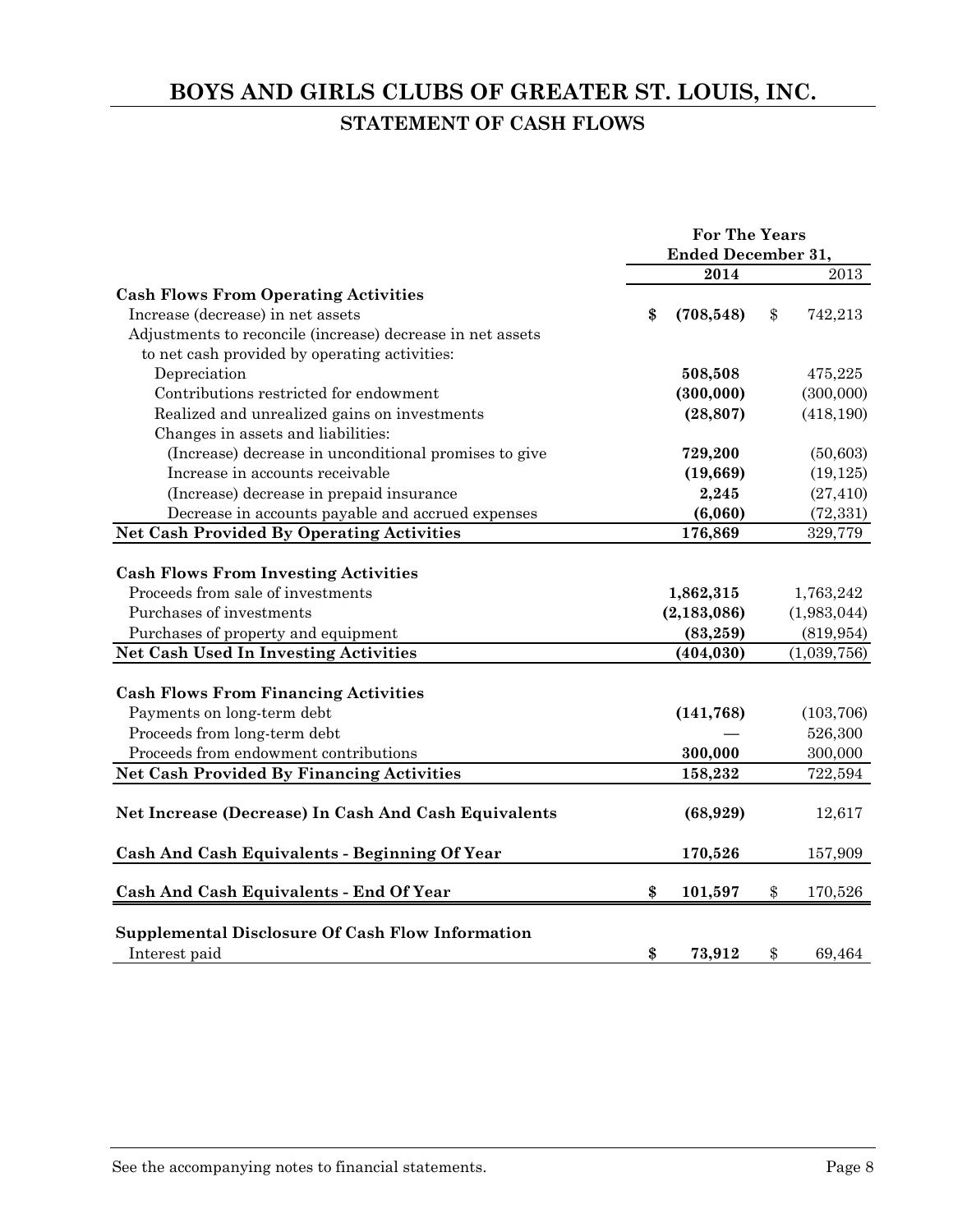# BOYS AND GIRLS CLUBS OF GREATER ST. LOUIS, INC.

## STATEMENT OF CASH FLOWS

| | For The Years Ended December 31, | |
|---|---|---|
| | **2014** | 2013 |
| **Cash Flows From Operating Activities** | | |
| Increase (decrease) in net assets | **$ (708,548)** | $ 742,213 |
| Adjustments to reconcile (increase) decrease in net assets to net cash provided by operating activities: | | |
| Depreciation | **508,508** | 475,225 |
| Contributions restricted for endowment | **(300,000)** | (300,000) |
| Realized and unrealized gains on investments | **(28,807)** | (418,190) |
| Changes in assets and liabilities: | | |
| (Increase) decrease in unconditional promises to give | **729,200** | (50,603) |
| Increase in accounts receivable | **(19,669)** | (19,125) |
| (Increase) decrease in prepaid insurance | **2,245** | (27,410) |
| Decrease in accounts payable and accrued expenses | **(6,060)** | (72,331) |
| **Net Cash Provided By Operating Activities** | **176,869** | 329,779 |
| **Cash Flows From Investing Activities** | | |
| Proceeds from sale of investments | **1,862,315** | 1,763,242 |
| Purchases of investments | **(2,183,086)** | (1,983,044) |
| Purchases of property and equipment | **(83,259)** | (819,954) |
| **Net Cash Used In Investing Activities** | **(404,030)** | (1,039,756) |
| **Cash Flows From Financing Activities** | | |
| Payments on long-term debt | **(141,768)** | (103,706) |
| Proceeds from long-term debt | **—** | 526,300 |
| Proceeds from endowment contributions | **300,000** | 300,000 |
| **Net Cash Provided By Financing Activities** | **158,232** | 722,594 |
| **Net Increase (Decrease) In Cash And Cash Equivalents** | **(68,929)** | 12,617 |
| **Cash And Cash Equivalents - Beginning Of Year** | **170,526** | 157,909 |
| **Cash And Cash Equivalents - End Of Year** | **$ 101,597** | $ 170,526 |
| **Supplemental Disclosure Of Cash Flow Information** | | |
| Interest paid | **$ 73,912** | $ 69,464 |

See the accompanying notes to financial statements.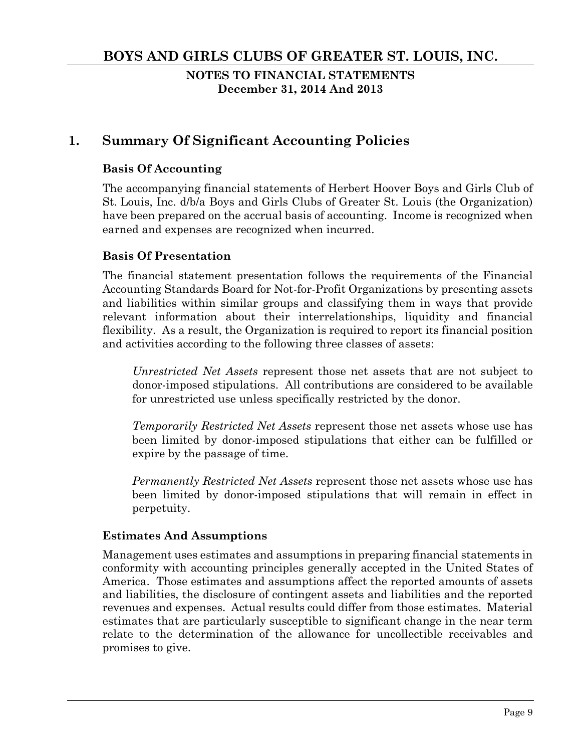# BOYS AND GIRLS CLUBS OF GREATER ST. LOUIS, INC.

**NOTES TO FINANCIAL STATEMENTS**
**December 31, 2014 And 2013**

## 1. Summary Of Significant Accounting Policies

### Basis Of Accounting

The accompanying financial statements of Herbert Hoover Boys and Girls Club of St. Louis, Inc. d/b/a Boys and Girls Clubs of Greater St. Louis (the Organization) have been prepared on the accrual basis of accounting. Income is recognized when earned and expenses are recognized when incurred.

### Basis Of Presentation

The financial statement presentation follows the requirements of the Financial Accounting Standards Board for Not-for-Profit Organizations by presenting assets and liabilities within similar groups and classifying them in ways that provide relevant information about their interrelationships, liquidity and financial flexibility. As a result, the Organization is required to report its financial position and activities according to the following three classes of assets:

*Unrestricted Net Assets* represent those net assets that are not subject to donor-imposed stipulations. All contributions are considered to be available for unrestricted use unless specifically restricted by the donor.

*Temporarily Restricted Net Assets* represent those net assets whose use has been limited by donor-imposed stipulations that either can be fulfilled or expire by the passage of time.

*Permanently Restricted Net Assets* represent those net assets whose use has been limited by donor-imposed stipulations that will remain in effect in perpetuity.

### Estimates And Assumptions

Management uses estimates and assumptions in preparing financial statements in conformity with accounting principles generally accepted in the United States of America. Those estimates and assumptions affect the reported amounts of assets and liabilities, the disclosure of contingent assets and liabilities and the reported revenues and expenses. Actual results could differ from those estimates. Material estimates that are particularly susceptible to significant change in the near term relate to the determination of the allowance for uncollectible receivables and promises to give.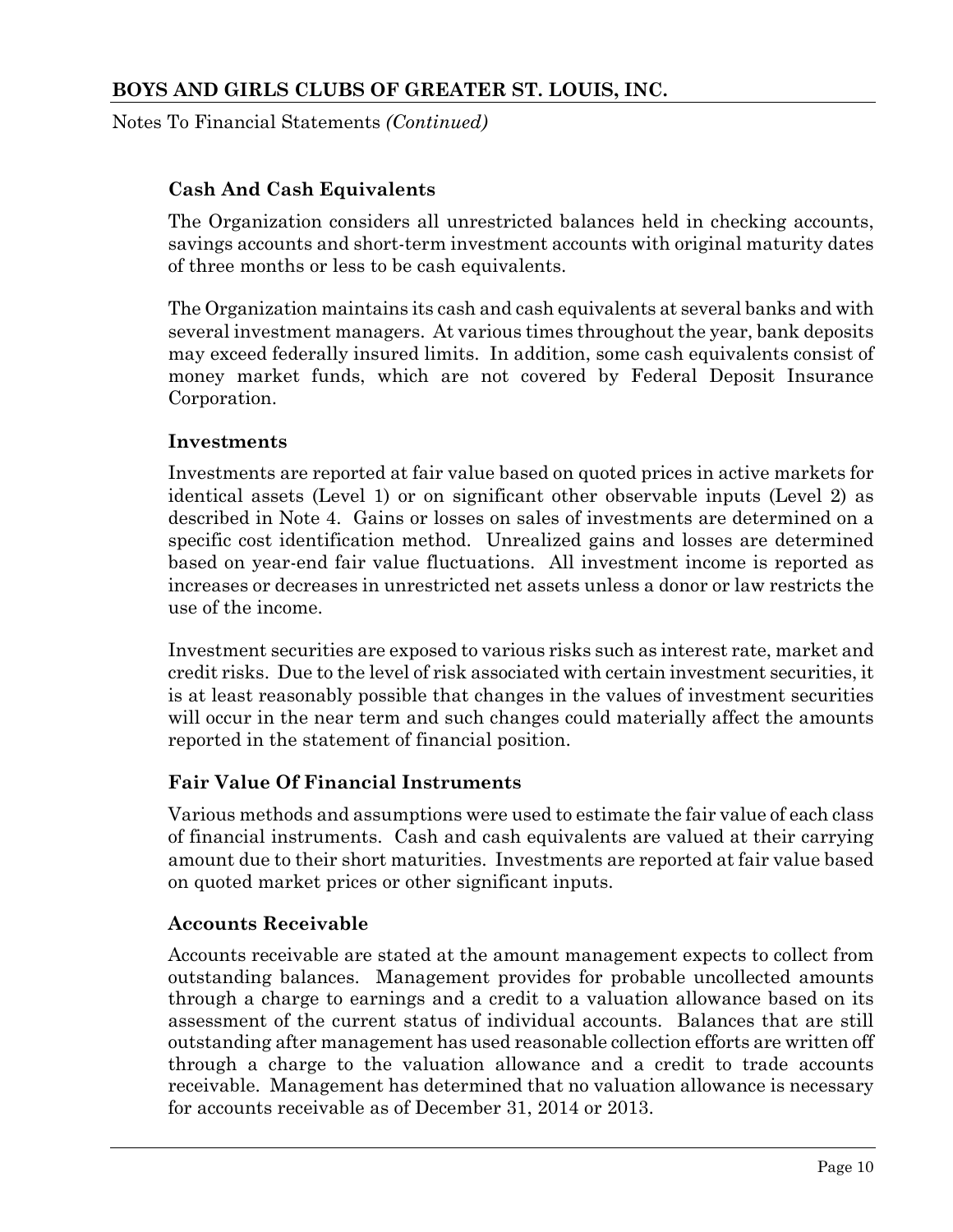### Cash And Cash Equivalents

The Organization considers all unrestricted balances held in checking accounts, savings accounts and short-term investment accounts with original maturity dates of three months or less to be cash equivalents.

The Organization maintains its cash and cash equivalents at several banks and with several investment managers. At various times throughout the year, bank deposits may exceed federally insured limits. In addition, some cash equivalents consist of money market funds, which are not covered by Federal Deposit Insurance Corporation.

### Investments

Investments are reported at fair value based on quoted prices in active markets for identical assets (Level 1) or on significant other observable inputs (Level 2) as described in Note 4. Gains or losses on sales of investments are determined on a specific cost identification method. Unrealized gains and losses are determined based on year-end fair value fluctuations. All investment income is reported as increases or decreases in unrestricted net assets unless a donor or law restricts the use of the income.

Investment securities are exposed to various risks such as interest rate, market and credit risks. Due to the level of risk associated with certain investment securities, it is at least reasonably possible that changes in the values of investment securities will occur in the near term and such changes could materially affect the amounts reported in the statement of financial position.

### Fair Value Of Financial Instruments

Various methods and assumptions were used to estimate the fair value of each class of financial instruments. Cash and cash equivalents are valued at their carrying amount due to their short maturities. Investments are reported at fair value based on quoted market prices or other significant inputs.

### Accounts Receivable

Accounts receivable are stated at the amount management expects to collect from outstanding balances. Management provides for probable uncollected amounts through a charge to earnings and a credit to a valuation allowance based on its assessment of the current status of individual accounts. Balances that are still outstanding after management has used reasonable collection efforts are written off through a charge to the valuation allowance and a credit to trade accounts receivable. Management has determined that no valuation allowance is necessary for accounts receivable as of December 31, 2014 or 2013.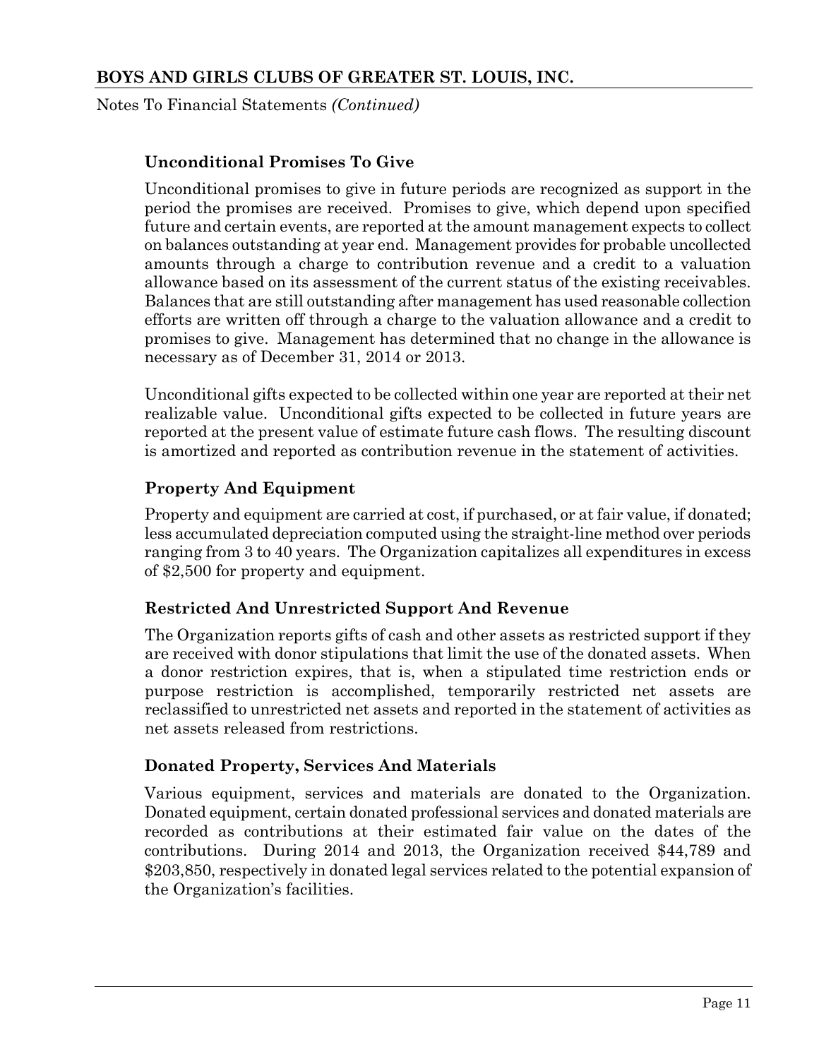### Unconditional Promises To Give

Unconditional promises to give in future periods are recognized as support in the period the promises are received. Promises to give, which depend upon specified future and certain events, are reported at the amount management expects to collect on balances outstanding at year end. Management provides for probable uncollected amounts through a charge to contribution revenue and a credit to a valuation allowance based on its assessment of the current status of the existing receivables. Balances that are still outstanding after management has used reasonable collection efforts are written off through a charge to the valuation allowance and a credit to promises to give. Management has determined that no change in the allowance is necessary as of December 31, 2014 or 2013.

Unconditional gifts expected to be collected within one year are reported at their net realizable value. Unconditional gifts expected to be collected in future years are reported at the present value of estimate future cash flows. The resulting discount is amortized and reported as contribution revenue in the statement of activities.

### Property And Equipment

Property and equipment are carried at cost, if purchased, or at fair value, if donated; less accumulated depreciation computed using the straight-line method over periods ranging from 3 to 40 years. The Organization capitalizes all expenditures in excess of $2,500 for property and equipment.

### Restricted And Unrestricted Support And Revenue

The Organization reports gifts of cash and other assets as restricted support if they are received with donor stipulations that limit the use of the donated assets. When a donor restriction expires, that is, when a stipulated time restriction ends or purpose restriction is accomplished, temporarily restricted net assets are reclassified to unrestricted net assets and reported in the statement of activities as net assets released from restrictions.

### Donated Property, Services And Materials

Various equipment, services and materials are donated to the Organization. Donated equipment, certain donated professional services and donated materials are recorded as contributions at their estimated fair value on the dates of the contributions. During 2014 and 2013, the Organization received $44,789 and $203,850, respectively in donated legal services related to the potential expansion of the Organization's facilities.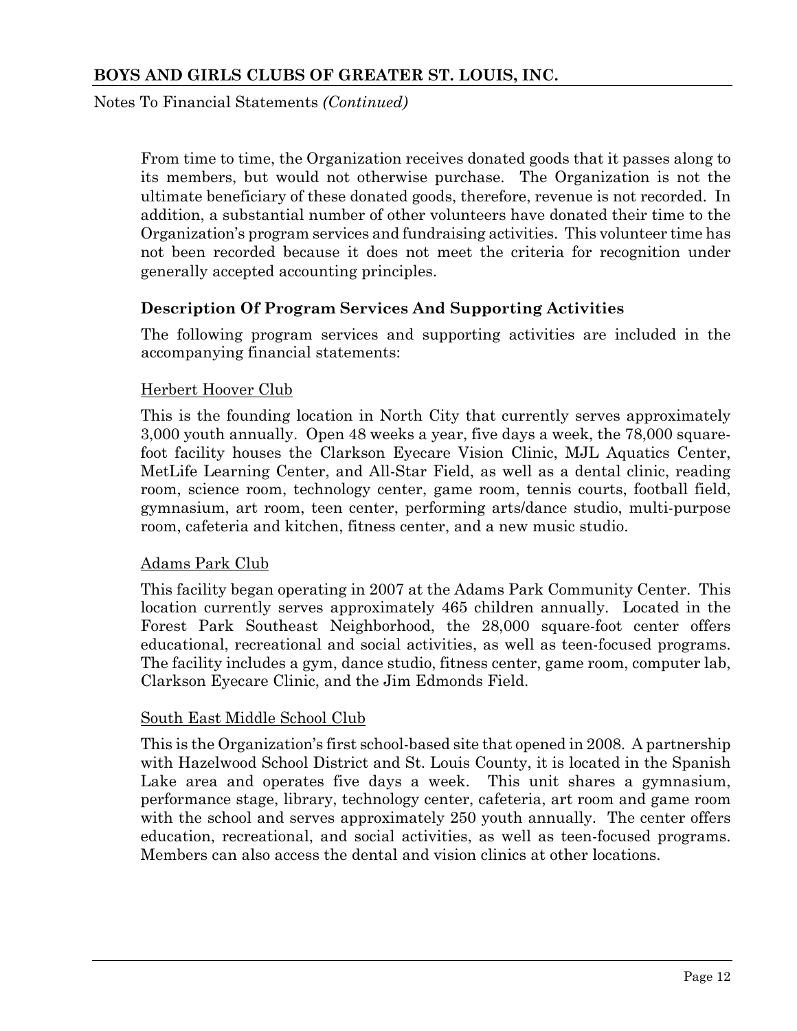From time to time, the Organization receives donated goods that it passes along to its members, but would not otherwise purchase. The Organization is not the ultimate beneficiary of these donated goods, therefore, revenue is not recorded. In addition, a substantial number of other volunteers have donated their time to the Organization's program services and fundraising activities. This volunteer time has not been recorded because it does not meet the criteria for recognition under generally accepted accounting principles.

### Description Of Program Services And Supporting Activities

The following program services and supporting activities are included in the accompanying financial statements:

<u>Herbert Hoover Club</u>

This is the founding location in North City that currently serves approximately 3,000 youth annually. Open 48 weeks a year, five days a week, the 78,000 square-foot facility houses the Clarkson Eyecare Vision Clinic, MJL Aquatics Center, MetLife Learning Center, and All-Star Field, as well as a dental clinic, reading room, science room, technology center, game room, tennis courts, football field, gymnasium, art room, teen center, performing arts/dance studio, multi-purpose room, cafeteria and kitchen, fitness center, and a new music studio.

<u>Adams Park Club</u>

This facility began operating in 2007 at the Adams Park Community Center. This location currently serves approximately 465 children annually. Located in the Forest Park Southeast Neighborhood, the 28,000 square-foot center offers educational, recreational and social activities, as well as teen-focused programs. The facility includes a gym, dance studio, fitness center, game room, computer lab, Clarkson Eyecare Clinic, and the Jim Edmonds Field.

<u>South East Middle School Club</u>

This is the Organization's first school-based site that opened in 2008. A partnership with Hazelwood School District and St. Louis County, it is located in the Spanish Lake area and operates five days a week. This unit shares a gymnasium, performance stage, library, technology center, cafeteria, art room and game room with the school and serves approximately 250 youth annually. The center offers education, recreational, and social activities, as well as teen-focused programs. Members can also access the dental and vision clinics at other locations.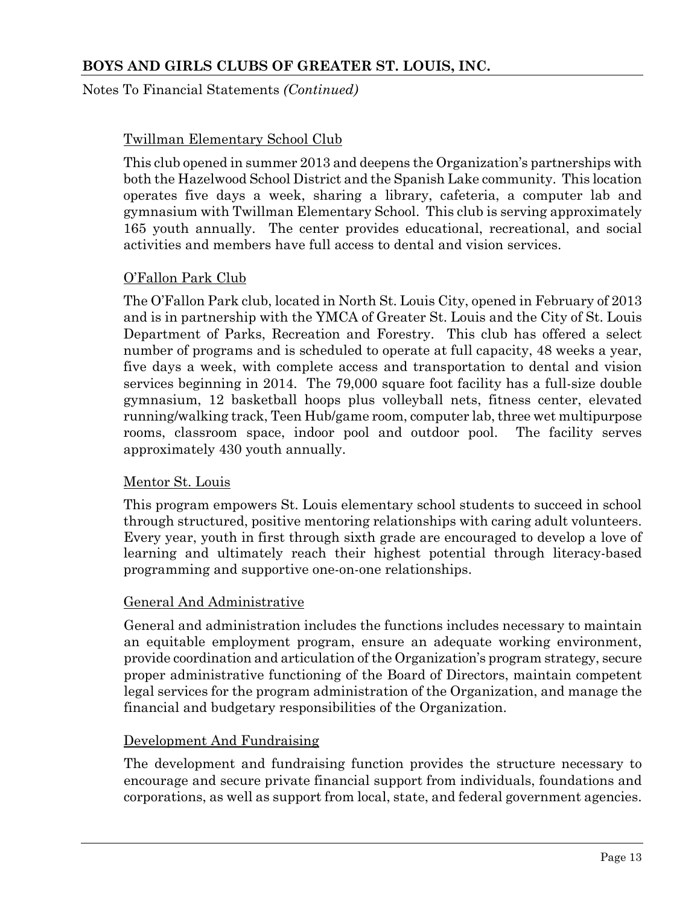Twillman Elementary School Club

This club opened in summer 2013 and deepens the Organization's partnerships with both the Hazelwood School District and the Spanish Lake community. This location operates five days a week, sharing a library, cafeteria, a computer lab and gymnasium with Twillman Elementary School. This club is serving approximately 165 youth annually. The center provides educational, recreational, and social activities and members have full access to dental and vision services.

O'Fallon Park Club

The O'Fallon Park club, located in North St. Louis City, opened in February of 2013 and is in partnership with the YMCA of Greater St. Louis and the City of St. Louis Department of Parks, Recreation and Forestry. This club has offered a select number of programs and is scheduled to operate at full capacity, 48 weeks a year, five days a week, with complete access and transportation to dental and vision services beginning in 2014. The 79,000 square foot facility has a full-size double gymnasium, 12 basketball hoops plus volleyball nets, fitness center, elevated running/walking track, Teen Hub/game room, computer lab, three wet multipurpose rooms, classroom space, indoor pool and outdoor pool. The facility serves approximately 430 youth annually.

Mentor St. Louis

This program empowers St. Louis elementary school students to succeed in school through structured, positive mentoring relationships with caring adult volunteers. Every year, youth in first through sixth grade are encouraged to develop a love of learning and ultimately reach their highest potential through literacy-based programming and supportive one-on-one relationships.

General And Administrative

General and administration includes the functions includes necessary to maintain an equitable employment program, ensure an adequate working environment, provide coordination and articulation of the Organization's program strategy, secure proper administrative functioning of the Board of Directors, maintain competent legal services for the program administration of the Organization, and manage the financial and budgetary responsibilities of the Organization.

Development And Fundraising

The development and fundraising function provides the structure necessary to encourage and secure private financial support from individuals, foundations and corporations, as well as support from local, state, and federal government agencies.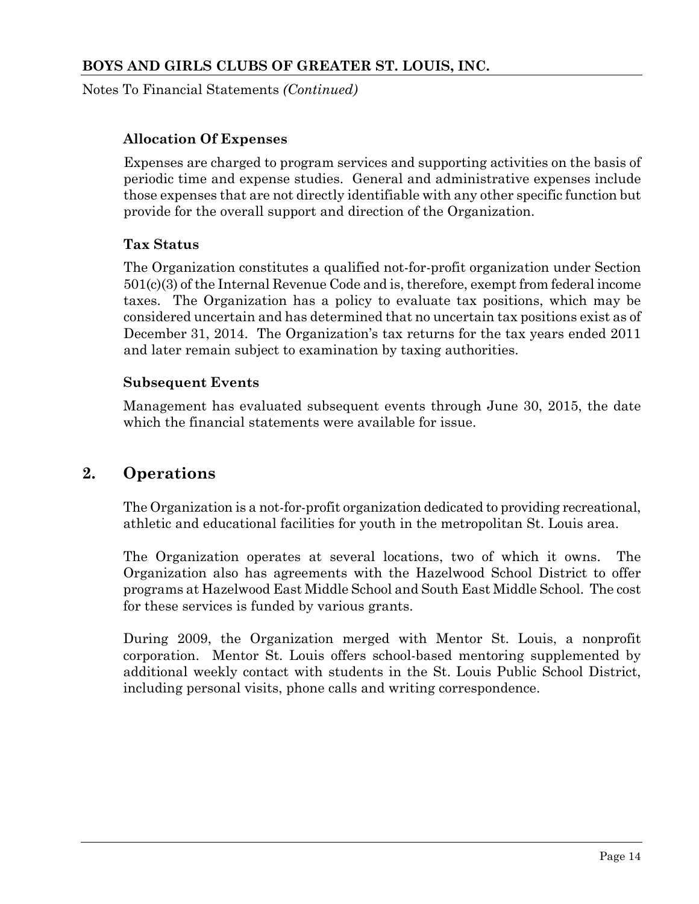### Allocation Of Expenses

Expenses are charged to program services and supporting activities on the basis of periodic time and expense studies. General and administrative expenses include those expenses that are not directly identifiable with any other specific function but provide for the overall support and direction of the Organization.

### Tax Status

The Organization constitutes a qualified not-for-profit organization under Section 501(c)(3) of the Internal Revenue Code and is, therefore, exempt from federal income taxes. The Organization has a policy to evaluate tax positions, which may be considered uncertain and has determined that no uncertain tax positions exist as of December 31, 2014. The Organization's tax returns for the tax years ended 2011 and later remain subject to examination by taxing authorities.

### Subsequent Events

Management has evaluated subsequent events through June 30, 2015, the date which the financial statements were available for issue.

## 2. Operations

The Organization is a not-for-profit organization dedicated to providing recreational, athletic and educational facilities for youth in the metropolitan St. Louis area.

The Organization operates at several locations, two of which it owns. The Organization also has agreements with the Hazelwood School District to offer programs at Hazelwood East Middle School and South East Middle School. The cost for these services is funded by various grants.

During 2009, the Organization merged with Mentor St. Louis, a nonprofit corporation. Mentor St. Louis offers school-based mentoring supplemented by additional weekly contact with students in the St. Louis Public School District, including personal visits, phone calls and writing correspondence.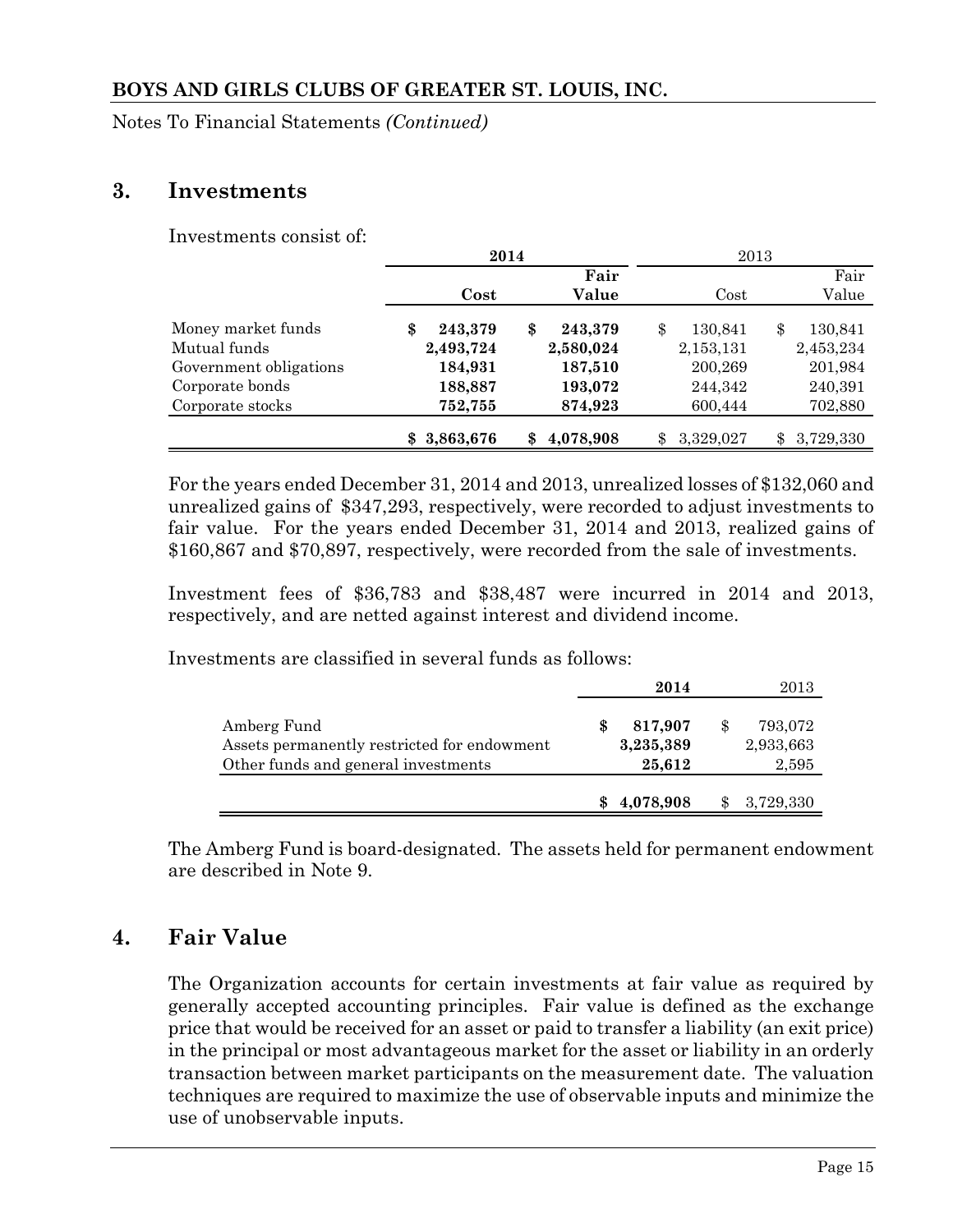## 3. Investments

Investments consist of:

| | 2014 | | 2013 | |
|---|---|---|---|---|
| | **Cost** | **Fair Value** | Cost | Fair Value |
| Money market funds | **$ 243,379** | **$ 243,379** | $ 130,841 | $ 130,841 |
| Mutual funds | **2,493,724** | **2,580,024** | 2,153,131 | 2,453,234 |
| Government obligations | **184,931** | **187,510** | 200,269 | 201,984 |
| Corporate bonds | **188,887** | **193,072** | 244,342 | 240,391 |
| Corporate stocks | **752,755** | **874,923** | 600,444 | 702,880 |
| | **$ 3,863,676** | **$ 4,078,908** | $ 3,329,027 | $ 3,729,330 |

For the years ended December 31, 2014 and 2013, unrealized losses of $132,060 and unrealized gains of $347,293, respectively, were recorded to adjust investments to fair value. For the years ended December 31, 2014 and 2013, realized gains of $160,867 and $70,897, respectively, were recorded from the sale of investments.

Investment fees of $36,783 and $38,487 were incurred in 2014 and 2013, respectively, and are netted against interest and dividend income.

Investments are classified in several funds as follows:

| | 2014 | 2013 |
|---|---|---|
| Amberg Fund | **$ 817,907** | $ 793,072 |
| Assets permanently restricted for endowment | **3,235,389** | 2,933,663 |
| Other funds and general investments | **25,612** | 2,595 |
| | **$ 4,078,908** | $ 3,729,330 |

The Amberg Fund is board-designated. The assets held for permanent endowment are described in Note 9.

## 4. Fair Value

The Organization accounts for certain investments at fair value as required by generally accepted accounting principles. Fair value is defined as the exchange price that would be received for an asset or paid to transfer a liability (an exit price) in the principal or most advantageous market for the asset or liability in an orderly transaction between market participants on the measurement date. The valuation techniques are required to maximize the use of observable inputs and minimize the use of unobservable inputs.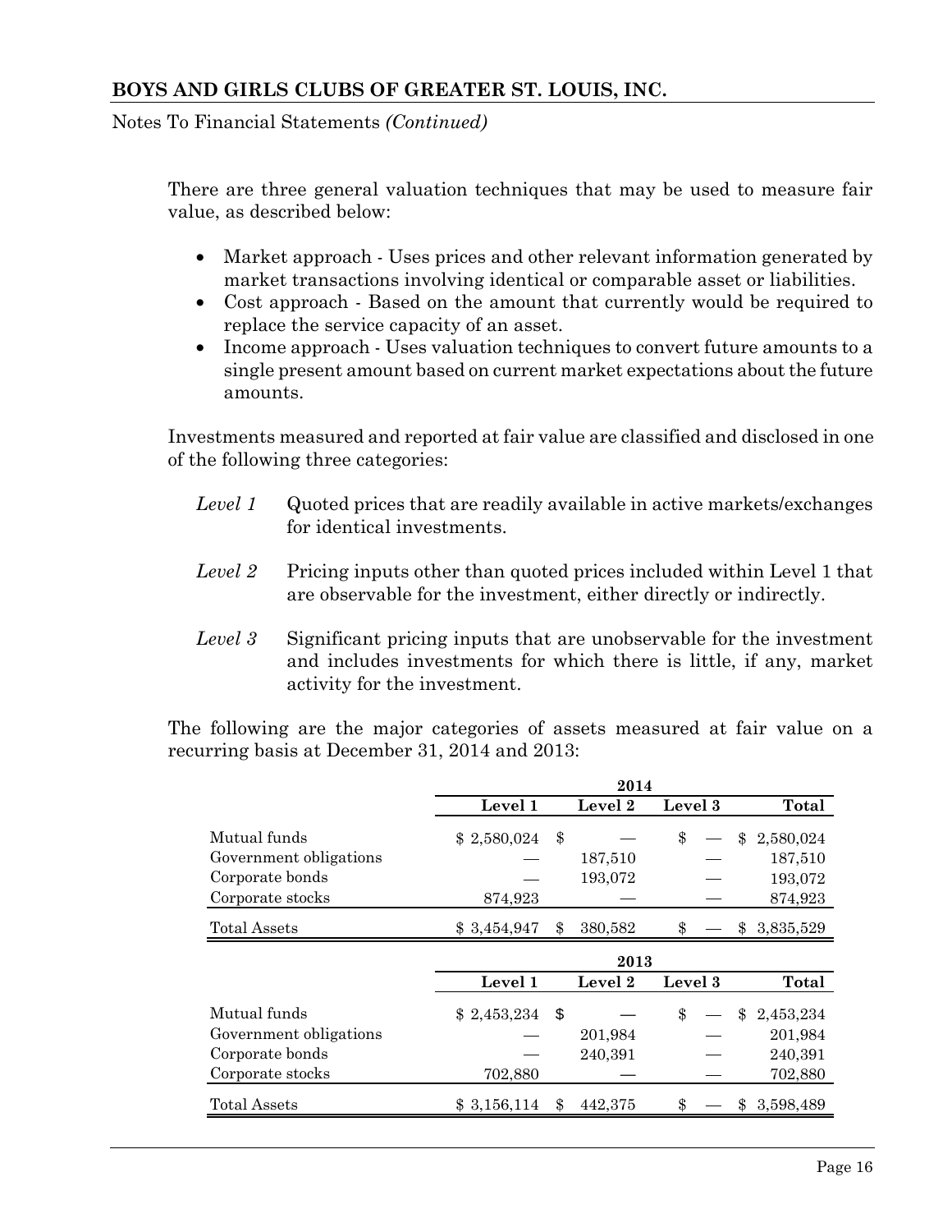There are three general valuation techniques that may be used to measure fair value, as described below:

- Market approach - Uses prices and other relevant information generated by market transactions involving identical or comparable asset or liabilities.
- Cost approach - Based on the amount that currently would be required to replace the service capacity of an asset.
- Income approach - Uses valuation techniques to convert future amounts to a single present amount based on current market expectations about the future amounts.

Investments measured and reported at fair value are classified and disclosed in one of the following three categories:

*Level 1* Quoted prices that are readily available in active markets/exchanges for identical investments.

*Level 2* Pricing inputs other than quoted prices included within Level 1 that are observable for the investment, either directly or indirectly.

*Level 3* Significant pricing inputs that are unobservable for the investment and includes investments for which there is little, if any, market activity for the investment.

The following are the major categories of assets measured at fair value on a recurring basis at December 31, 2014 and 2013:

| | 2014 | | | |
|---|---|---|---|---|
| | **Level 1** | **Level 2** | **Level 3** | **Total** |
| Mutual funds | $ 2,580,024 | $ — | $ — | $ 2,580,024 |
| Government obligations | — | 187,510 | — | 187,510 |
| Corporate bonds | — | 193,072 | — | 193,072 |
| Corporate stocks | 874,923 | — | — | 874,923 |
| Total Assets | $ 3,454,947 | $ 380,582 | $ — | $ 3,835,529 |

| | 2013 | | | |
|---|---|---|---|---|
| | **Level 1** | **Level 2** | **Level 3** | **Total** |
| Mutual funds | $ 2,453,234 | $ — | $ — | $ 2,453,234 |
| Government obligations | — | 201,984 | — | 201,984 |
| Corporate bonds | — | 240,391 | — | 240,391 |
| Corporate stocks | 702,880 | — | — | 702,880 |
| Total Assets | $ 3,156,114 | $ 442,375 | $ — | $ 3,598,489 |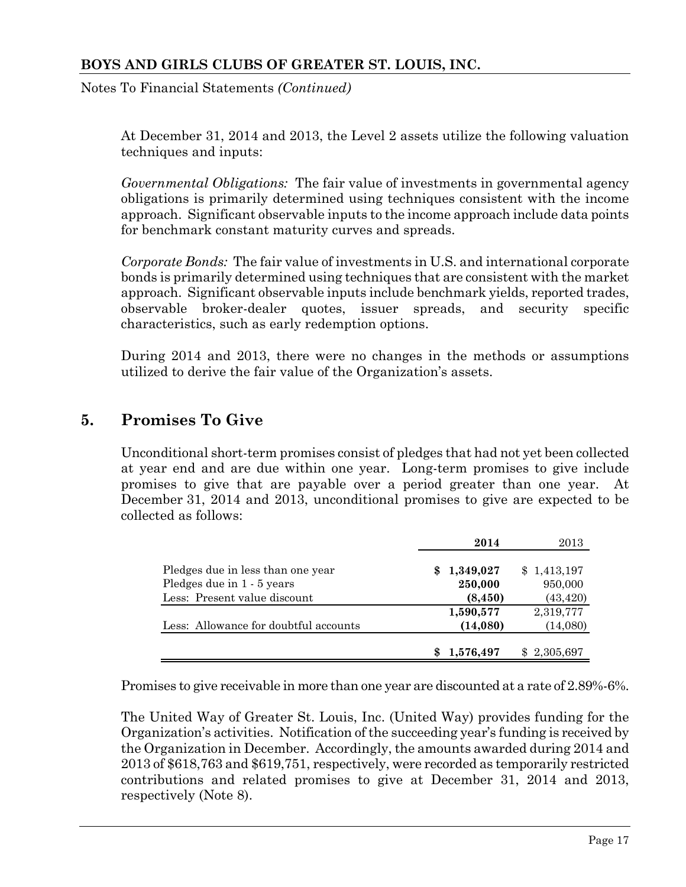At December 31, 2014 and 2013, the Level 2 assets utilize the following valuation techniques and inputs:

*Governmental Obligations:* The fair value of investments in governmental agency obligations is primarily determined using techniques consistent with the income approach. Significant observable inputs to the income approach include data points for benchmark constant maturity curves and spreads.

*Corporate Bonds:* The fair value of investments in U.S. and international corporate bonds is primarily determined using techniques that are consistent with the market approach. Significant observable inputs include benchmark yields, reported trades, observable broker-dealer quotes, issuer spreads, and security specific characteristics, such as early redemption options.

During 2014 and 2013, there were no changes in the methods or assumptions utilized to derive the fair value of the Organization's assets.

## 5. Promises To Give

Unconditional short-term promises consist of pledges that had not yet been collected at year end and are due within one year. Long-term promises to give include promises to give that are payable over a period greater than one year. At December 31, 2014 and 2013, unconditional promises to give are expected to be collected as follows:

| | **2014** | 2013 |
|---|---|---|
| Pledges due in less than one year | **$ 1,349,027** | $ 1,413,197 |
| Pledges due in 1 - 5 years | **250,000** | 950,000 |
| Less: Present value discount | **(8,450)** | (43,420) |
| | **1,590,577** | 2,319,777 |
| Less: Allowance for doubtful accounts | **(14,080)** | (14,080) |
| | **$ 1,576,497** | $ 2,305,697 |

Promises to give receivable in more than one year are discounted at a rate of 2.89%-6%.

The United Way of Greater St. Louis, Inc. (United Way) provides funding for the Organization's activities. Notification of the succeeding year's funding is received by the Organization in December. Accordingly, the amounts awarded during 2014 and 2013 of $618,763 and $619,751, respectively, were recorded as temporarily restricted contributions and related promises to give at December 31, 2014 and 2013, respectively (Note 8).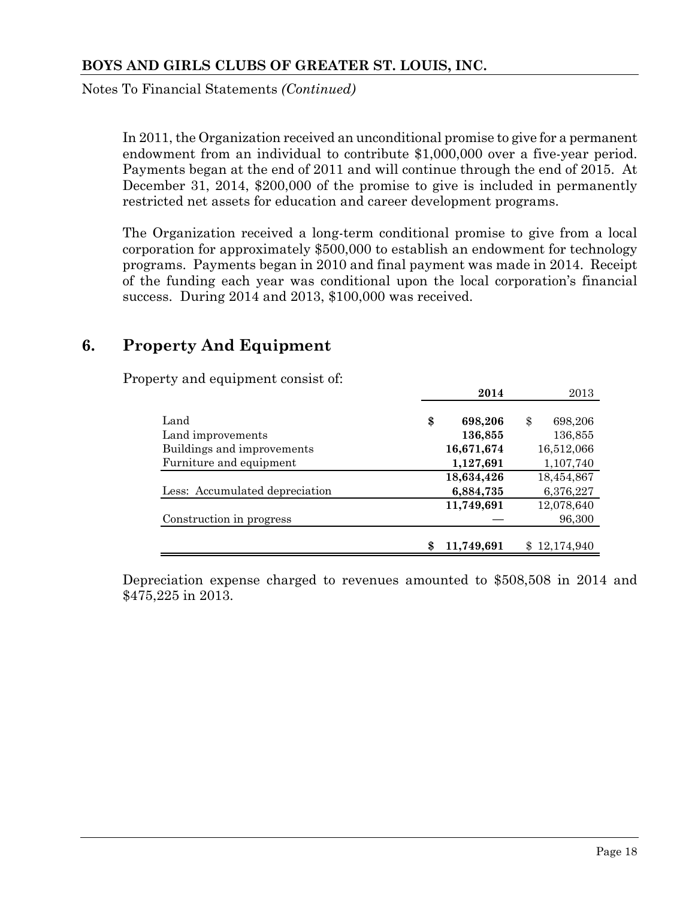In 2011, the Organization received an unconditional promise to give for a permanent endowment from an individual to contribute $1,000,000 over a five-year period. Payments began at the end of 2011 and will continue through the end of 2015. At December 31, 2014, $200,000 of the promise to give is included in permanently restricted net assets for education and career development programs.

The Organization received a long-term conditional promise to give from a local corporation for approximately $500,000 to establish an endowment for technology programs. Payments began in 2010 and final payment was made in 2014. Receipt of the funding each year was conditional upon the local corporation's financial success. During 2014 and 2013, $100,000 was received.

## 6. Property And Equipment

Property and equipment consist of:

| | **2014** | 2013 |
|---|---|---|
| Land | **$ 698,206** | $ 698,206 |
| Land improvements | **136,855** | 136,855 |
| Buildings and improvements | **16,671,674** | 16,512,066 |
| Furniture and equipment | **1,127,691** | 1,107,740 |
| | **18,634,426** | 18,454,867 |
| Less: Accumulated depreciation | **6,884,735** | 6,376,227 |
| | **11,749,691** | 12,078,640 |
| Construction in progress | **—** | 96,300 |
| | **$ 11,749,691** | $ 12,174,940 |

Depreciation expense charged to revenues amounted to $508,508 in 2014 and $475,225 in 2013.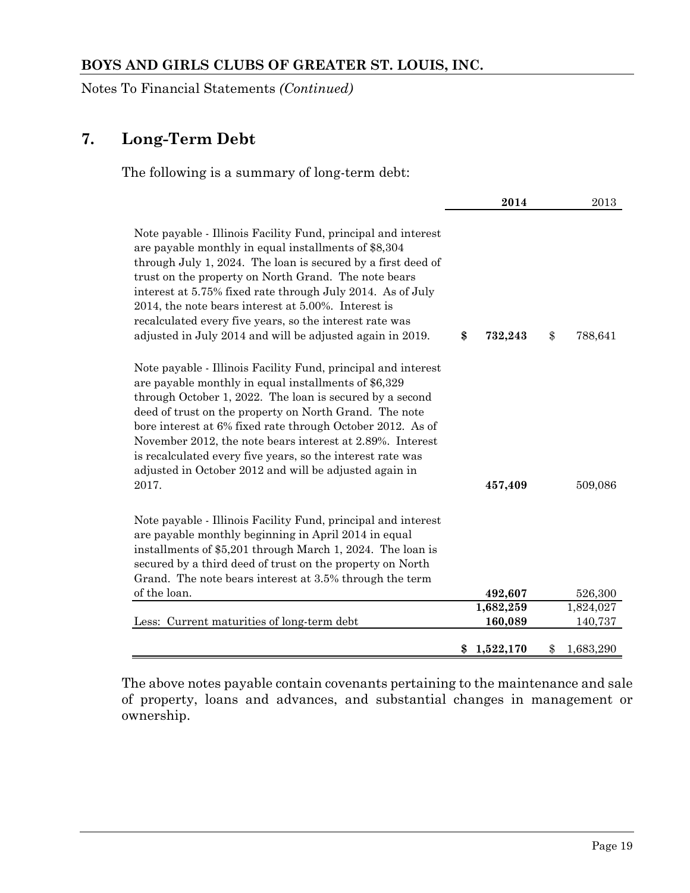## 7. Long-Term Debt

The following is a summary of long-term debt:

| | **2014** | 2013 |
|---|---|---|
| Note payable - Illinois Facility Fund, principal and interest are payable monthly in equal installments of $8,304 through July 1, 2024. The loan is secured by a first deed of trust on the property on North Grand. The note bears interest at 5.75% fixed rate through July 2014. As of July 2014, the note bears interest at 5.00%. Interest is recalculated every five years, so the interest rate was adjusted in July 2014 and will be adjusted again in 2019. | **$ 732,243** | $ 788,641 |
| Note payable - Illinois Facility Fund, principal and interest are payable monthly in equal installments of $6,329 through October 1, 2022. The loan is secured by a second deed of trust on the property on North Grand. The note bore interest at 6% fixed rate through October 2012. As of November 2012, the note bears interest at 2.89%. Interest is recalculated every five years, so the interest rate was adjusted in October 2012 and will be adjusted again in 2017. | **457,409** | 509,086 |
| Note payable - Illinois Facility Fund, principal and interest are payable monthly beginning in April 2014 in equal installments of $5,201 through March 1, 2024. The loan is secured by a third deed of trust on the property on North Grand. The note bears interest at 3.5% through the term of the loan. | **492,607** | 526,300 |
| | **1,682,259** | 1,824,027 |
| Less: Current maturities of long-term debt | **160,089** | 140,737 |
| | **$ 1,522,170** | $ 1,683,290 |

The above notes payable contain covenants pertaining to the maintenance and sale of property, loans and advances, and substantial changes in management or ownership.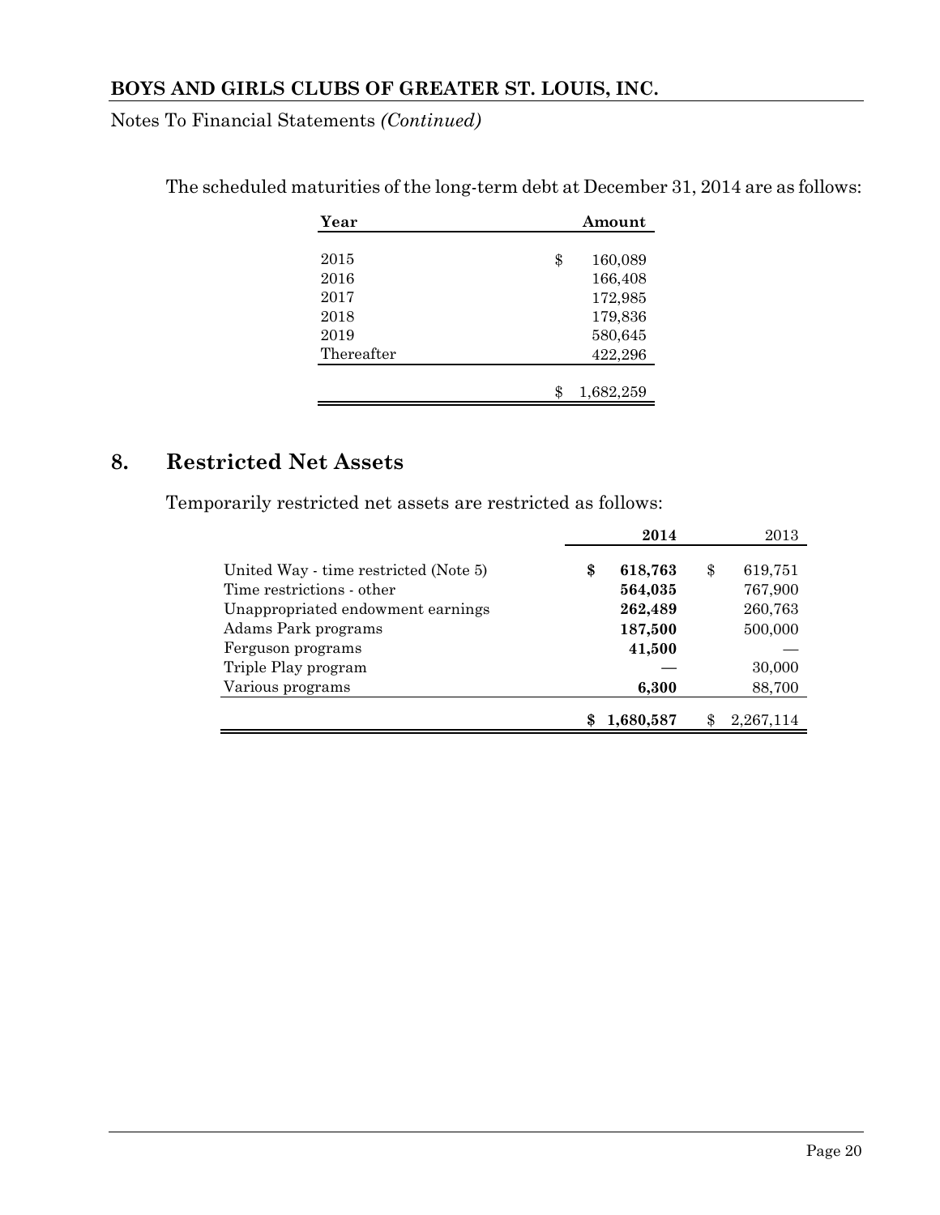The scheduled maturities of the long-term debt at December 31, 2014 are as follows:

| Year | Amount |
|---|---|
| 2015 | $ 160,089 |
| 2016 | 166,408 |
| 2017 | 172,985 |
| 2018 | 179,836 |
| 2019 | 580,645 |
| Thereafter | 422,296 |
| | $ 1,682,259 |

## 8. Restricted Net Assets

Temporarily restricted net assets are restricted as follows:

| | **2014** | 2013 |
|---|---|---|
| United Way - time restricted (Note 5) | **$ 618,763** | $ 619,751 |
| Time restrictions - other | **564,035** | 767,900 |
| Unappropriated endowment earnings | **262,489** | 260,763 |
| Adams Park programs | **187,500** | 500,000 |
| Ferguson programs | **41,500** | — |
| Triple Play program | — | 30,000 |
| Various programs | **6,300** | 88,700 |
| | **$ 1,680,587** | $ 2,267,114 |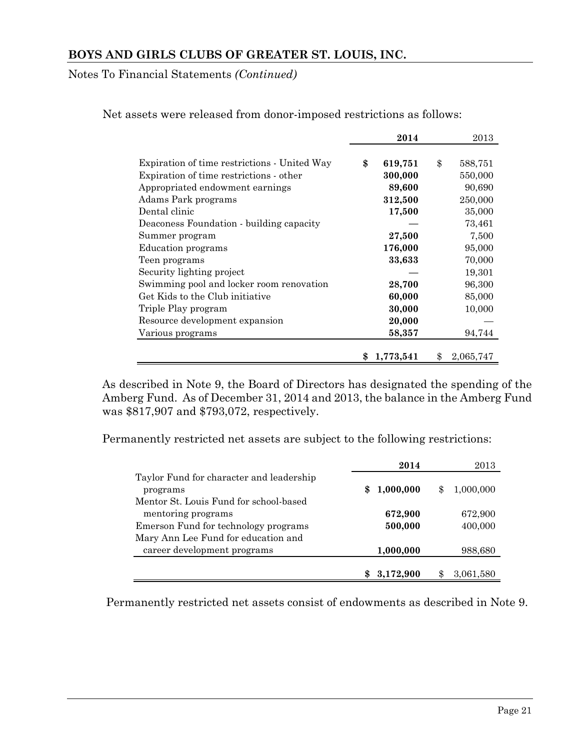**BOYS AND GIRLS CLUBS OF GREATER ST. LOUIS, INC.**

Notes To Financial Statements *(Continued)*

Net assets were released from donor-imposed restrictions as follows:

| | **2014** | 2013 |
|---|---|---|
| Expiration of time restrictions - United Way | **$ 619,751** | $ 588,751 |
| Expiration of time restrictions - other | **300,000** | 550,000 |
| Appropriated endowment earnings | **89,600** | 90,690 |
| Adams Park programs | **312,500** | 250,000 |
| Dental clinic | **17,500** | 35,000 |
| Deaconess Foundation - building capacity | **—** | 73,461 |
| Summer program | **27,500** | 7,500 |
| Education programs | **176,000** | 95,000 |
| Teen programs | **33,633** | 70,000 |
| Security lighting project | **—** | 19,301 |
| Swimming pool and locker room renovation | **28,700** | 96,300 |
| Get Kids to the Club initiative | **60,000** | 85,000 |
| Triple Play program | **30,000** | 10,000 |
| Resource development expansion | **20,000** | — |
| Various programs | **58,357** | 94,744 |
| | **$ 1,773,541** | $ 2,065,747 |

As described in Note 9, the Board of Directors has designated the spending of the Amberg Fund. As of December 31, 2014 and 2013, the balance in the Amberg Fund was $817,907 and $793,072, respectively.

Permanently restricted net assets are subject to the following restrictions:

| | **2014** | 2013 |
|---|---|---|
| Taylor Fund for character and leadership programs | **$ 1,000,000** | $ 1,000,000 |
| Mentor St. Louis Fund for school-based mentoring programs | **672,900** | 672,900 |
| Emerson Fund for technology programs | **500,000** | 400,000 |
| Mary Ann Lee Fund for education and career development programs | **1,000,000** | 988,680 |
| | **$ 3,172,900** | $ 3,061,580 |

Permanently restricted net assets consist of endowments as described in Note 9.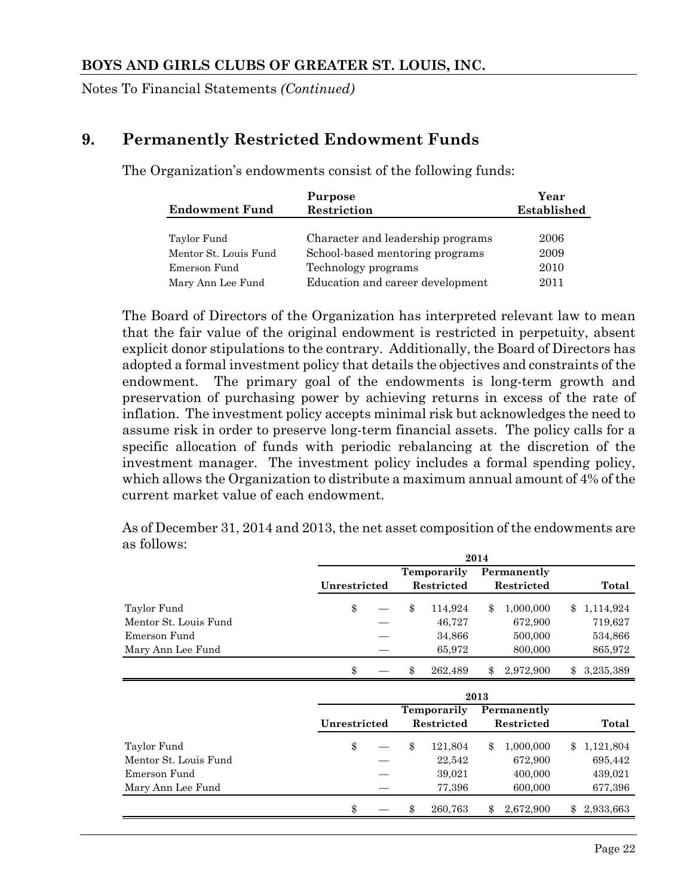**BOYS AND GIRLS CLUBS OF GREATER ST. LOUIS, INC.**

Notes To Financial Statements *(Continued)*

## 9. Permanently Restricted Endowment Funds

The Organization's endowments consist of the following funds:

| Endowment Fund | Purpose Restriction | Year Established |
|---|---|---|
| Taylor Fund | Character and leadership programs | 2006 |
| Mentor St. Louis Fund | School-based mentoring programs | 2009 |
| Emerson Fund | Technology programs | 2010 |
| Mary Ann Lee Fund | Education and career development | 2011 |

The Board of Directors of the Organization has interpreted relevant law to mean that the fair value of the original endowment is restricted in perpetuity, absent explicit donor stipulations to the contrary. Additionally, the Board of Directors has adopted a formal investment policy that details the objectives and constraints of the endowment. The primary goal of the endowments is long-term growth and preservation of purchasing power by achieving returns in excess of the rate of inflation. The investment policy accepts minimal risk but acknowledges the need to assume risk in order to preserve long-term financial assets. The policy calls for a specific allocation of funds with periodic rebalancing at the discretion of the investment manager. The investment policy includes a formal spending policy, which allows the Organization to distribute a maximum annual amount of 4% of the current market value of each endowment.

As of December 31, 2014 and 2013, the net asset composition of the endowments are as follows:

| | 2014 | | | |
|---|---|---|---|---|
| | Unrestricted | Temporarily Restricted | Permanently Restricted | Total |
| Taylor Fund | $ — | $ 114,924 | $ 1,000,000 | $ 1,114,924 |
| Mentor St. Louis Fund | — | 46,727 | 672,900 | 719,627 |
| Emerson Fund | — | 34,866 | 500,000 | 534,866 |
| Mary Ann Lee Fund | — | 65,972 | 800,000 | 865,972 |
| | $ — | $ 262,489 | $ 2,972,900 | $ 3,235,389 |

| | 2013 | | | |
|---|---|---|---|---|
| | Unrestricted | Temporarily Restricted | Permanently Restricted | Total |
| Taylor Fund | $ — | $ 121,804 | $ 1,000,000 | $ 1,121,804 |
| Mentor St. Louis Fund | — | 22,542 | 672,900 | 695,442 |
| Emerson Fund | — | 39,021 | 400,000 | 439,021 |
| Mary Ann Lee Fund | — | 77,396 | 600,000 | 677,396 |
| | $ — | $ 260,763 | $ 2,672,900 | $ 2,933,663 |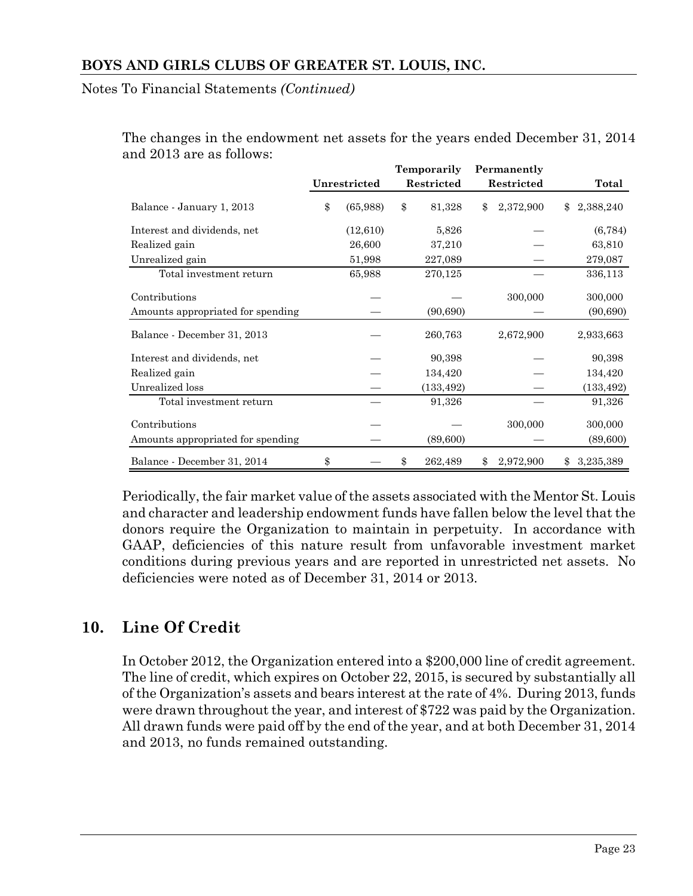The changes in the endowment net assets for the years ended December 31, 2014 and 2013 are as follows:

| | Unrestricted | Temporarily Restricted | Permanently Restricted | Total |
|---|---|---|---|---|
| Balance - January 1, 2013 | $ (65,988) | $ 81,328 | $ 2,372,900 | $ 2,388,240 |
| Interest and dividends, net | (12,610) | 5,826 | — | (6,784) |
| Realized gain | 26,600 | 37,210 | — | 63,810 |
| Unrealized gain | 51,998 | 227,089 | — | 279,087 |
| Total investment return | 65,988 | 270,125 | — | 336,113 |
| Contributions | — | — | 300,000 | 300,000 |
| Amounts appropriated for spending | — | (90,690) | — | (90,690) |
| Balance - December 31, 2013 | — | 260,763 | 2,672,900 | 2,933,663 |
| Interest and dividends, net | — | 90,398 | — | 90,398 |
| Realized gain | — | 134,420 | — | 134,420 |
| Unrealized loss | — | (133,492) | — | (133,492) |
| Total investment return | — | 91,326 | — | 91,326 |
| Contributions | — | — | 300,000 | 300,000 |
| Amounts appropriated for spending | — | (89,600) | — | (89,600) |
| Balance - December 31, 2014 | $ — | $ 262,489 | $ 2,972,900 | $ 3,235,389 |

Periodically, the fair market value of the assets associated with the Mentor St. Louis and character and leadership endowment funds have fallen below the level that the donors require the Organization to maintain in perpetuity. In accordance with GAAP, deficiencies of this nature result from unfavorable investment market conditions during previous years and are reported in unrestricted net assets. No deficiencies were noted as of December 31, 2014 or 2013.

## 10. Line Of Credit

In October 2012, the Organization entered into a $200,000 line of credit agreement. The line of credit, which expires on October 22, 2015, is secured by substantially all of the Organization's assets and bears interest at the rate of 4%. During 2013, funds were drawn throughout the year, and interest of $722 was paid by the Organization. All drawn funds were paid off by the end of the year, and at both December 31, 2014 and 2013, no funds remained outstanding.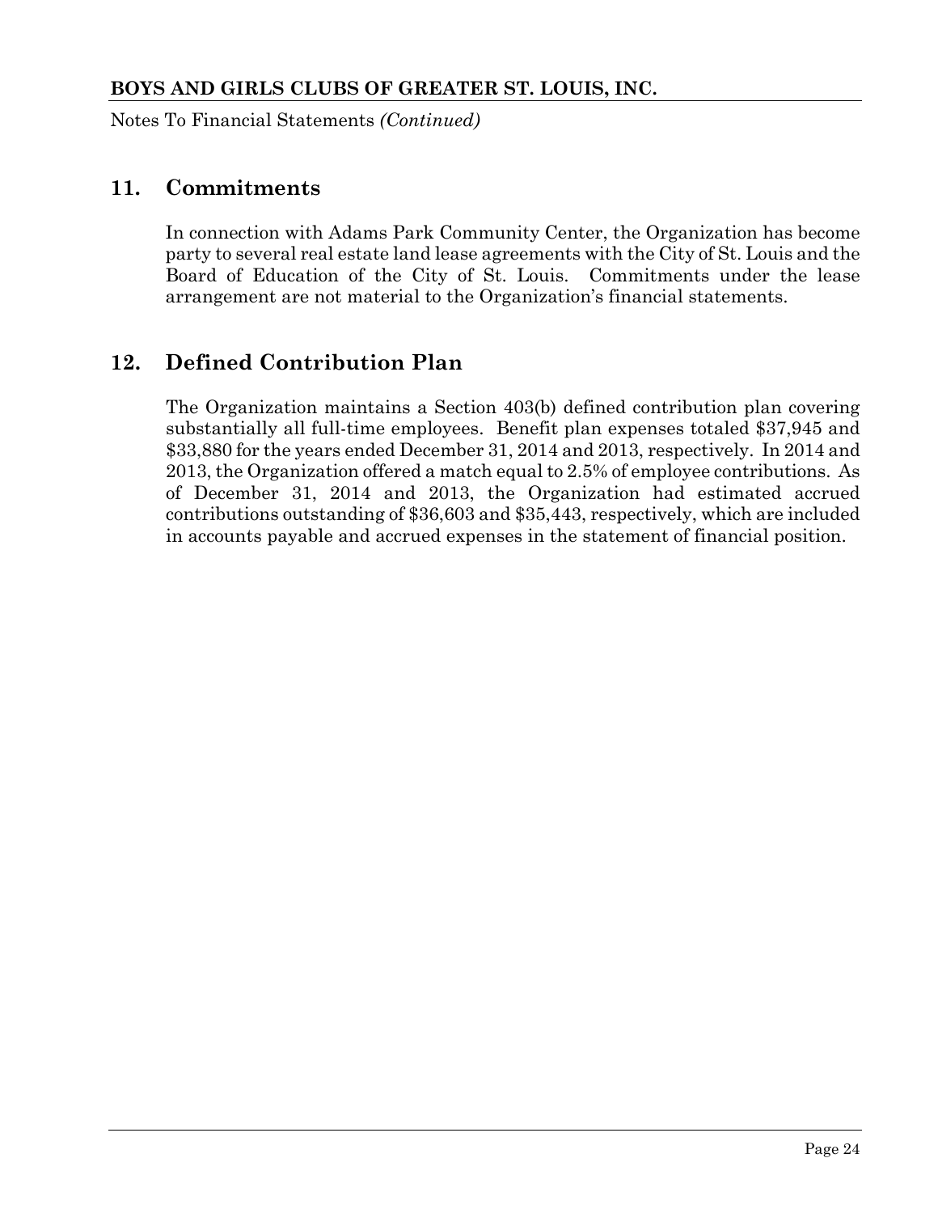## 11. Commitments

In connection with Adams Park Community Center, the Organization has become party to several real estate land lease agreements with the City of St. Louis and the Board of Education of the City of St. Louis. Commitments under the lease arrangement are not material to the Organization's financial statements.

## 12. Defined Contribution Plan

The Organization maintains a Section 403(b) defined contribution plan covering substantially all full-time employees. Benefit plan expenses totaled $37,945 and $33,880 for the years ended December 31, 2014 and 2013, respectively. In 2014 and 2013, the Organization offered a match equal to 2.5% of employee contributions. As of December 31, 2014 and 2013, the Organization had estimated accrued contributions outstanding of $36,603 and $35,443, respectively, which are included in accounts payable and accrued expenses in the statement of financial position.